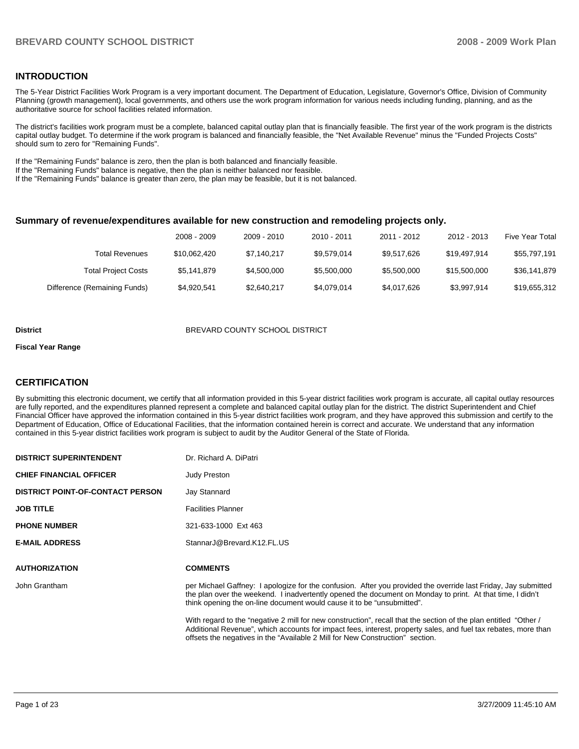## INTRODUCTION

The 5-Year District Facilities Work Program is a very important document. The Department of Education, Legislature, Governor's Office, Division of Community Planning (growth management), local governments, and others use the work program information for various needs including funding, planning, and as the authoritative source for school facilities related information.

The district's facilities work program must be a complete, balanced capital outlay plan that is financially feasible. The first year of the work program is the districts capital outlay budget. To determine if the work program is balanced and financially feasible, the "Net Available Revenue" minus the "Funded Projects Costs" should sum to zero for "Remaining Funds".

If the "Remaining Funds" balance is zero, then the plan is both balanced and financially feasible.
If the "Remaining Funds" balance is negative, then the plan is neither balanced nor feasible.
If the "Remaining Funds" balance is greater than zero, the plan may be feasible, but it is not balanced.

### Summary of revenue/expenditures available for new construction and remodeling projects only.

| | 2008 - 2009 | 2009 - 2010 | 2010 - 2011 | 2011 - 2012 | 2012 - 2013 | Five Year Total |
|---|---|---|---|---|---|---|
| Total Revenues | $10,062,420 | $7,140,217 | $9,579,014 | $9,517,626 | $19,497,914 | $55,797,191 |
| Total Project Costs | $5,141,879 | $4,500,000 | $5,500,000 | $5,500,000 | $15,500,000 | $36,141,879 |
| Difference (Remaining Funds) | $4,920,541 | $2,640,217 | $4,079,014 | $4,017,626 | $3,997,914 | $19,655,312 |

**District** BREVARD COUNTY SCHOOL DISTRICT

**Fiscal Year Range**

## CERTIFICATION

By submitting this electronic document, we certify that all information provided in this 5-year district facilities work program is accurate, all capital outlay resources are fully reported, and the expenditures planned represent a complete and balanced capital outlay plan for the district. The district Superintendent and Chief Financial Officer have approved the information contained in this 5-year district facilities work program, and they have approved this submission and certify to the Department of Education, Office of Educational Facilities, that the information contained herein is correct and accurate. We understand that any information contained in this 5-year district facilities work program is subject to audit by the Auditor General of the State of Florida.

| | |
|---|---|
| **DISTRICT SUPERINTENDENT** | Dr. Richard A. DiPatri |
| **CHIEF FINANCIAL OFFICER** | Judy Preston |
| **DISTRICT POINT-OF-CONTACT PERSON** | Jay Stannard |
| **JOB TITLE** | Facilities Planner |
| **PHONE NUMBER** | 321-633-1000 Ext 463 |
| **E-MAIL ADDRESS** | StannarJ@Brevard.K12.FL.US |

| **AUTHORIZATION** | **COMMENTS** |
|---|---|
| John Grantham | per Michael Gaffney: I apologize for the confusion. After you provided the override last Friday, Jay submitted the plan over the weekend. I inadvertently opened the document on Monday to print. At that time, I didn't think opening the on-line document would cause it to be "unsubmitted". With regard to the "negative 2 mill for new construction", recall that the section of the plan entitled "Other / Additional Revenue", which accounts for impact fees, interest, property sales, and fuel tax rebates, more than offsets the negatives in the "Available 2 Mill for New Construction" section. |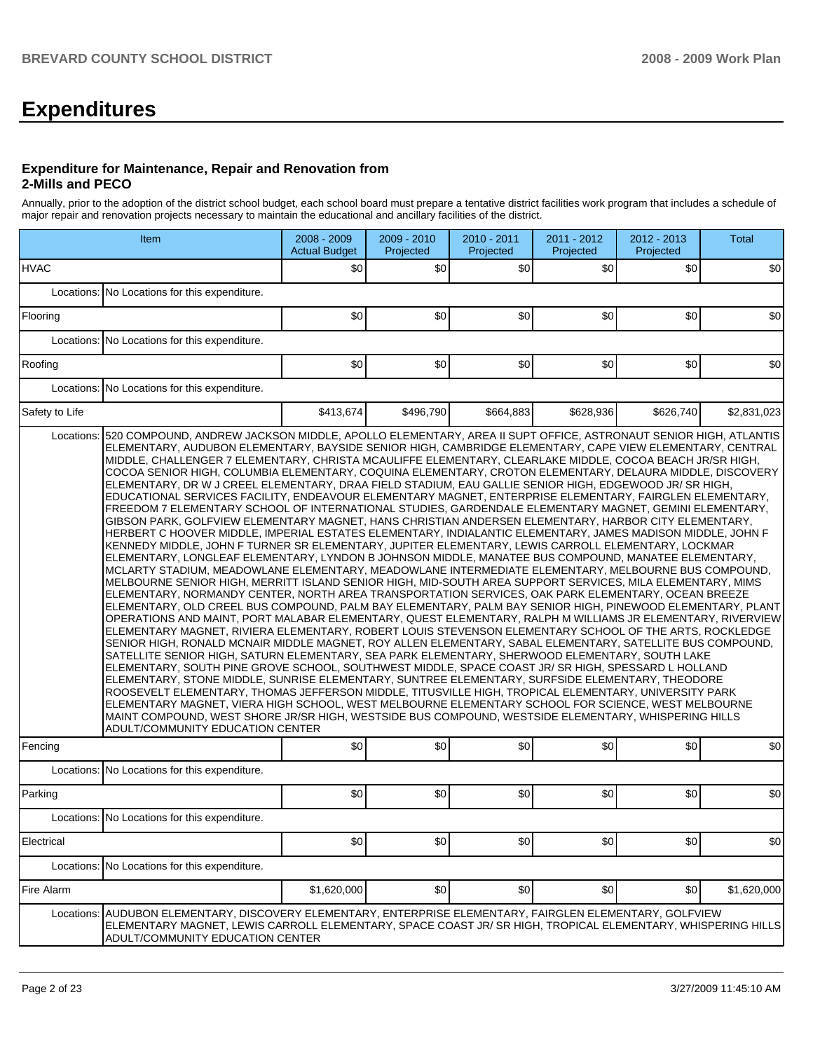# Expenditures

### Expenditure for Maintenance, Repair and Renovation from 2-Mills and PECO

Annually, prior to the adoption of the district school budget, each school board must prepare a tentative district facilities work program that includes a schedule of major repair and renovation projects necessary to maintain the educational and ancillary facilities of the district.

| Item | | 2008 - 2009 Actual Budget | 2009 - 2010 Projected | 2010 - 2011 Projected | 2011 - 2012 Projected | 2012 - 2013 Projected | Total |
|---|---|---|---|---|---|---|---|
| HVAC | | $0 | $0 | $0 | $0 | $0 | $0 |
| Locations: | No Locations for this expenditure. | | | | | | |
| Flooring | | $0 | $0 | $0 | $0 | $0 | $0 |
| Locations: | No Locations for this expenditure. | | | | | | |
| Roofing | | $0 | $0 | $0 | $0 | $0 | $0 |
| Locations: | No Locations for this expenditure. | | | | | | |
| Safety to Life | | $413,674 | $496,790 | $664,883 | $628,936 | $626,740 | $2,831,023 |
| Locations: | 520 COMPOUND, ANDREW JACKSON MIDDLE, APOLLO ELEMENTARY, AREA II SUPT OFFICE, ASTRONAUT SENIOR HIGH, ATLANTIS ELEMENTARY, AUDUBON ELEMENTARY, BAYSIDE SENIOR HIGH, CAMBRIDGE ELEMENTARY, CAPE VIEW ELEMENTARY, CENTRAL MIDDLE, CHALLENGER 7 ELEMENTARY, CHRISTA MCAULIFFE ELEMENTARY, CLEARLAKE MIDDLE, COCOA BEACH JR/SR HIGH, COCOA SENIOR HIGH, COLUMBIA ELEMENTARY, COQUINA ELEMENTARY, CROTON ELEMENTARY, DELAURA MIDDLE, DISCOVERY ELEMENTARY, DR W J CREEL ELEMENTARY, DRAA FIELD STADIUM, EAU GALLIE SENIOR HIGH, EDGEWOOD JR/ SR HIGH, EDUCATIONAL SERVICES FACILITY, ENDEAVOUR ELEMENTARY MAGNET, ENTERPRISE ELEMENTARY, FAIRGLEN ELEMENTARY, FREEDOM 7 ELEMENTARY SCHOOL OF INTERNATIONAL STUDIES, GARDENDALE ELEMENTARY MAGNET, GEMINI ELEMENTARY, GIBSON PARK, GOLFVIEW ELEMENTARY MAGNET, HANS CHRISTIAN ANDERSEN ELEMENTARY, HARBOR CITY ELEMENTARY, HERBERT C HOOVER MIDDLE, IMPERIAL ESTATES ELEMENTARY, INDIALANTIC ELEMENTARY, JAMES MADISON MIDDLE, JOHN F KENNEDY MIDDLE, JOHN F TURNER SR ELEMENTARY, JUPITER ELEMENTARY, LEWIS CARROLL ELEMENTARY, LOCKMAR ELEMENTARY, LONGLEAF ELEMENTARY, LYNDON B JOHNSON MIDDLE, MANATEE BUS COMPOUND, MANATEE ELEMENTARY, MCLARTY STADIUM, MEADOWLANE ELEMENTARY, MEADOWLANE INTERMEDIATE ELEMENTARY, MELBOURNE BUS COMPOUND, MELBOURNE SENIOR HIGH, MERRITT ISLAND SENIOR HIGH, MID-SOUTH AREA SUPPORT SERVICES, MILA ELEMENTARY, MIMS ELEMENTARY, NORMANDY CENTER, NORTH AREA TRANSPORTATION SERVICES, OAK PARK ELEMENTARY, OCEAN BREEZE ELEMENTARY, OLD CREEL BUS COMPOUND, PALM BAY ELEMENTARY, PALM BAY SENIOR HIGH, PINEWOOD ELEMENTARY, PLANT OPERATIONS AND MAINT, PORT MALABAR ELEMENTARY, QUEST ELEMENTARY, RALPH M WILLIAMS JR ELEMENTARY, RIVERVIEW ELEMENTARY MAGNET, RIVIERA ELEMENTARY, ROBERT LOUIS STEVENSON ELEMENTARY SCHOOL OF THE ARTS, ROCKLEDGE SENIOR HIGH, RONALD MCNAIR MIDDLE MAGNET, ROY ALLEN ELEMENTARY, SABAL ELEMENTARY, SATELLITE BUS COMPOUND, SATELLITE SENIOR HIGH, SATURN ELEMENTARY, SEA PARK ELEMENTARY, SHERWOOD ELEMENTARY, SOUTH LAKE ELEMENTARY, SOUTH PINE GROVE SCHOOL, SOUTHWEST MIDDLE, SPACE COAST JR/ SR HIGH, SPESSARD L HOLLAND ELEMENTARY, STONE MIDDLE, SUNRISE ELEMENTARY, SUNTREE ELEMENTARY, SURFSIDE ELEMENTARY, THEODORE ROOSEVELT ELEMENTARY, THOMAS JEFFERSON MIDDLE, TITUSVILLE HIGH, TROPICAL ELEMENTARY, UNIVERSITY PARK ELEMENTARY MAGNET, VIERA HIGH SCHOOL, WEST MELBOURNE ELEMENTARY SCHOOL FOR SCIENCE, WEST MELBOURNE MAINT COMPOUND, WEST SHORE JR/SR HIGH, WESTSIDE BUS COMPOUND, WESTSIDE ELEMENTARY, WHISPERING HILLS ADULT/COMMUNITY EDUCATION CENTER | | | | | | |
| Fencing | | $0 | $0 | $0 | $0 | $0 | $0 |
| Locations: | No Locations for this expenditure. | | | | | | |
| Parking | | $0 | $0 | $0 | $0 | $0 | $0 |
| Locations: | No Locations for this expenditure. | | | | | | |
| Electrical | | $0 | $0 | $0 | $0 | $0 | $0 |
| Locations: | No Locations for this expenditure. | | | | | | |
| Fire Alarm | | $1,620,000 | $0 | $0 | $0 | $0 | $1,620,000 |
| Locations: | AUDUBON ELEMENTARY, DISCOVERY ELEMENTARY, ENTERPRISE ELEMENTARY, FAIRGLEN ELEMENTARY, GOLFVIEW ELEMENTARY MAGNET, LEWIS CARROLL ELEMENTARY, SPACE COAST JR/ SR HIGH, TROPICAL ELEMENTARY, WHISPERING HILLS ADULT/COMMUNITY EDUCATION CENTER | | | | | | |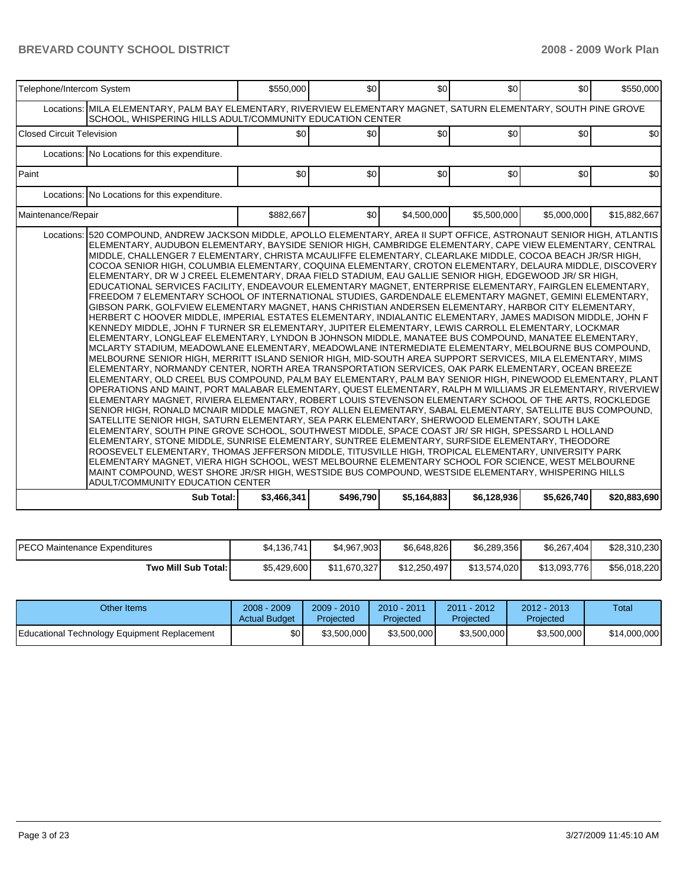| Telephone/Intercom System | | $550,000 | $0 | $0 | $0 | $0 | $550,000 |
|---|---|---|---|---|---|---|---|
| | Locations: | MILA ELEMENTARY, PALM BAY ELEMENTARY, RIVERVIEW ELEMENTARY MAGNET, SATURN ELEMENTARY, SOUTH PINE GROVE SCHOOL, WHISPERING HILLS ADULT/COMMUNITY EDUCATION CENTER | | | | | |
| Closed Circuit Television | | $0 | $0 | $0 | $0 | $0 | $0 |
| | Locations: | No Locations for this expenditure. | | | | | |
| Paint | | $0 | $0 | $0 | $0 | $0 | $0 |
| | Locations: | No Locations for this expenditure. | | | | | |
| Maintenance/Repair | | $882,667 | $0 | $4,500,000 | $5,500,000 | $5,000,000 | $15,882,667 |
| | Locations: | 520 COMPOUND, ANDREW JACKSON MIDDLE, APOLLO ELEMENTARY, AREA II SUPT OFFICE, ASTRONAUT SENIOR HIGH, ATLANTIS ELEMENTARY, AUDUBON ELEMENTARY, BAYSIDE SENIOR HIGH, CAMBRIDGE ELEMENTARY, CAPE VIEW ELEMENTARY, CENTRAL MIDDLE, CHALLENGER 7 ELEMENTARY, CHRISTA MCAULIFFE ELEMENTARY, CLEARLAKE MIDDLE, COCOA BEACH JR/SR HIGH, COCOA SENIOR HIGH, COLUMBIA ELEMENTARY, COQUINA ELEMENTARY, CROTON ELEMENTARY, DELAURA MIDDLE, DISCOVERY ELEMENTARY, DR W J CREEL ELEMENTARY, DRAA FIELD STADIUM, EAU GALLIE SENIOR HIGH, EDGEWOOD JR/ SR HIGH, EDUCATIONAL SERVICES FACILITY, ENDEAVOUR ELEMENTARY MAGNET, ENTERPRISE ELEMENTARY, FAIRGLEN ELEMENTARY, FREEDOM 7 ELEMENTARY SCHOOL OF INTERNATIONAL STUDIES, GARDENDALE ELEMENTARY MAGNET, GEMINI ELEMENTARY, GIBSON PARK, GOLFVIEW ELEMENTARY MAGNET, HANS CHRISTIAN ANDERSEN ELEMENTARY, HARBOR CITY ELEMENTARY, HERBERT C HOOVER MIDDLE, IMPERIAL ESTATES ELEMENTARY, INDIALANTIC ELEMENTARY, JAMES MADISON MIDDLE, JOHN F KENNEDY MIDDLE, JOHN F TURNER SR ELEMENTARY, JUPITER ELEMENTARY, LEWIS CARROLL ELEMENTARY, LOCKMAR ELEMENTARY, LONGLEAF ELEMENTARY, LYNDON B JOHNSON MIDDLE, MANATEE BUS COMPOUND, MANATEE ELEMENTARY, MCLARTY STADIUM, MEADOWLANE ELEMENTARY, MEADOWLANE INTERMEDIATE ELEMENTARY, MELBOURNE BUS COMPOUND, MELBOURNE SENIOR HIGH, MERRITT ISLAND SENIOR HIGH, MID-SOUTH AREA SUPPORT SERVICES, MILA ELEMENTARY, MIMS ELEMENTARY, NORMANDY CENTER, NORTH AREA TRANSPORTATION SERVICES, OAK PARK ELEMENTARY, OCEAN BREEZE ELEMENTARY, OLD CREEL BUS COMPOUND, PALM BAY ELEMENTARY, PALM BAY SENIOR HIGH, PINEWOOD ELEMENTARY, PLANT OPERATIONS AND MAINT, PORT MALABAR ELEMENTARY, QUEST ELEMENTARY, RALPH M WILLIAMS JR ELEMENTARY, RIVERVIEW ELEMENTARY MAGNET, RIVIERA ELEMENTARY, ROBERT LOUIS STEVENSON ELEMENTARY SCHOOL OF THE ARTS, ROCKLEDGE SENIOR HIGH, RONALD MCNAIR MIDDLE MAGNET, ROY ALLEN ELEMENTARY, SABAL ELEMENTARY, SATELLITE BUS COMPOUND, SATELLITE SENIOR HIGH, SATURN ELEMENTARY, SEA PARK ELEMENTARY, SHERWOOD ELEMENTARY, SOUTH LAKE ELEMENTARY, SOUTH PINE GROVE SCHOOL, SOUTHWEST MIDDLE, SPACE COAST JR/ SR HIGH, SPESSARD L HOLLAND ELEMENTARY, STONE MIDDLE, SUNRISE ELEMENTARY, SUNTREE ELEMENTARY, SURFSIDE ELEMENTARY, THEODORE ROOSEVELT ELEMENTARY, THOMAS JEFFERSON MIDDLE, TITUSVILLE HIGH, TROPICAL ELEMENTARY, UNIVERSITY PARK ELEMENTARY MAGNET, VIERA HIGH SCHOOL, WEST MELBOURNE ELEMENTARY SCHOOL FOR SCIENCE, WEST MELBOURNE MAINT COMPOUND, WEST SHORE JR/SR HIGH, WESTSIDE BUS COMPOUND, WESTSIDE ELEMENTARY, WHISPERING HILLS ADULT/COMMUNITY EDUCATION CENTER | | | | | |
| | **Sub Total:** | **$3,466,341** | **$496,790** | **$5,164,883** | **$6,128,936** | **$5,626,740** | **$20,883,690** |

| | | | | | |
|---|---|---|---|---|---|
| PECO Maintenance Expenditures | $4,136,741 | $4,967,903 | $6,648,826 | $6,289,356 | $6,267,404 | $28,310,230 |
| **Two Mill Sub Total:** | $5,429,600 | $11,670,327 | $12,250,497 | $13,574,020 | $13,093,776 | $56,018,220 |

| Other Items | 2008 - 2009 Actual Budget | 2009 - 2010 Projected | 2010 - 2011 Projected | 2011 - 2012 Projected | 2012 - 2013 Projected | Total |
|---|---|---|---|---|---|---|
| Educational Technology Equipment Replacement | $0 | $3,500,000 | $3,500,000 | $3,500,000 | $3,500,000 | $14,000,000 |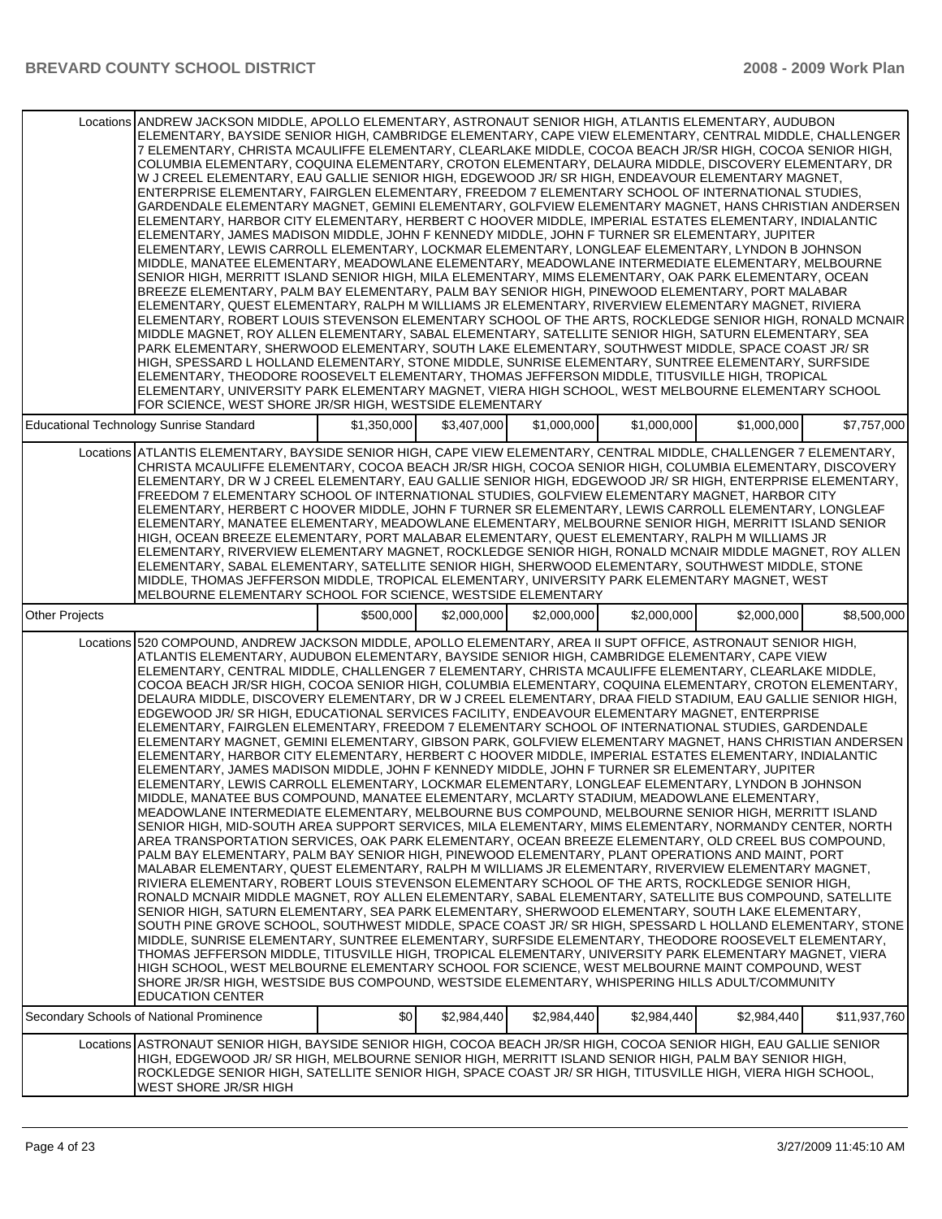| | | | | | | |
|---|---|---|---|---|---|---|
| Locations | ANDREW JACKSON MIDDLE, APOLLO ELEMENTARY, ASTRONAUT SENIOR HIGH, ATLANTIS ELEMENTARY, AUDUBON ELEMENTARY, BAYSIDE SENIOR HIGH, CAMBRIDGE ELEMENTARY, CAPE VIEW ELEMENTARY, CENTRAL MIDDLE, CHALLENGER 7 ELEMENTARY, CHRISTA MCAULIFFE ELEMENTARY, CLEARLAKE MIDDLE, COCOA BEACH JR/SR HIGH, COCOA SENIOR HIGH, COLUMBIA ELEMENTARY, COQUINA ELEMENTARY, CROTON ELEMENTARY, DELAURA MIDDLE, DISCOVERY ELEMENTARY, DR W J CREEL ELEMENTARY, EAU GALLIE SENIOR HIGH, EDGEWOOD JR/ SR HIGH, ENDEAVOUR ELEMENTARY MAGNET, ENTERPRISE ELEMENTARY, FAIRGLEN ELEMENTARY, FREEDOM 7 ELEMENTARY SCHOOL OF INTERNATIONAL STUDIES, GARDENDALE ELEMENTARY MAGNET, GEMINI ELEMENTARY, GOLFVIEW ELEMENTARY MAGNET, HANS CHRISTIAN ANDERSEN ELEMENTARY, HARBOR CITY ELEMENTARY, HERBERT C HOOVER MIDDLE, IMPERIAL ESTATES ELEMENTARY, INDIALANTIC ELEMENTARY, JAMES MADISON MIDDLE, JOHN F KENNEDY MIDDLE, JOHN F TURNER SR ELEMENTARY, JUPITER ELEMENTARY, LEWIS CARROLL ELEMENTARY, LOCKMAR ELEMENTARY, LONGLEAF ELEMENTARY, LYNDON B JOHNSON MIDDLE, MANATEE ELEMENTARY, MEADOWLANE ELEMENTARY, MEADOWLANE INTERMEDIATE ELEMENTARY, MELBOURNE SENIOR HIGH, MERRITT ISLAND SENIOR HIGH, MILA ELEMENTARY, MIMS ELEMENTARY, OAK PARK ELEMENTARY, OCEAN BREEZE ELEMENTARY, PALM BAY ELEMENTARY, PALM BAY SENIOR HIGH, PINEWOOD ELEMENTARY, PORT MALABAR ELEMENTARY, QUEST ELEMENTARY, RALPH M WILLIAMS JR ELEMENTARY, RIVERVIEW ELEMENTARY MAGNET, RIVIERA ELEMENTARY, ROBERT LOUIS STEVENSON ELEMENTARY SCHOOL OF THE ARTS, ROCKLEDGE SENIOR HIGH, RONALD MCNAIR MIDDLE MAGNET, ROY ALLEN ELEMENTARY, SABAL ELEMENTARY, SATELLITE SENIOR HIGH, SATURN ELEMENTARY, SEA PARK ELEMENTARY, SHERWOOD ELEMENTARY, SOUTH LAKE ELEMENTARY, SOUTHWEST MIDDLE, SPACE COAST JR/ SR HIGH, SPESSARD L HOLLAND ELEMENTARY, STONE MIDDLE, SUNRISE ELEMENTARY, SUNTREE ELEMENTARY, SURFSIDE ELEMENTARY, THEODORE ROOSEVELT ELEMENTARY, THOMAS JEFFERSON MIDDLE, TITUSVILLE HIGH, TROPICAL ELEMENTARY, UNIVERSITY PARK ELEMENTARY MAGNET, VIERA HIGH SCHOOL, WEST MELBOURNE ELEMENTARY SCHOOL FOR SCIENCE, WEST SHORE JR/SR HIGH, WESTSIDE ELEMENTARY | | | | | |
| Educational Technology Sunrise Standard | | $1,350,000 | $3,407,000 | $1,000,000 | $1,000,000 | $1,000,000 | $7,757,000 |
| Locations | ATLANTIS ELEMENTARY, BAYSIDE SENIOR HIGH, CAPE VIEW ELEMENTARY, CENTRAL MIDDLE, CHALLENGER 7 ELEMENTARY, CHRISTA MCAULIFFE ELEMENTARY, COCOA BEACH JR/SR HIGH, COCOA SENIOR HIGH, COLUMBIA ELEMENTARY, DISCOVERY ELEMENTARY, DR W J CREEL ELEMENTARY, EAU GALLIE SENIOR HIGH, EDGEWOOD JR/ SR HIGH, ENTERPRISE ELEMENTARY, FREEDOM 7 ELEMENTARY SCHOOL OF INTERNATIONAL STUDIES, GOLFVIEW ELEMENTARY MAGNET, HARBOR CITY ELEMENTARY, HERBERT C HOOVER MIDDLE, JOHN F TURNER SR ELEMENTARY, LEWIS CARROLL ELEMENTARY, LONGLEAF ELEMENTARY, MANATEE ELEMENTARY, MEADOWLANE ELEMENTARY, MELBOURNE SENIOR HIGH, MERRITT ISLAND SENIOR HIGH, OCEAN BREEZE ELEMENTARY, PORT MALABAR ELEMENTARY, QUEST ELEMENTARY, RALPH M WILLIAMS JR ELEMENTARY, RIVERVIEW ELEMENTARY MAGNET, ROCKLEDGE SENIOR HIGH, RONALD MCNAIR MIDDLE MAGNET, ROY ALLEN ELEMENTARY, SABAL ELEMENTARY, SATELLITE SENIOR HIGH, SHERWOOD ELEMENTARY, SOUTHWEST MIDDLE, STONE MIDDLE, THOMAS JEFFERSON MIDDLE, TROPICAL ELEMENTARY, UNIVERSITY PARK ELEMENTARY MAGNET, WEST MELBOURNE ELEMENTARY SCHOOL FOR SCIENCE, WESTSIDE ELEMENTARY | | | | | |
| Other Projects | | $500,000 | $2,000,000 | $2,000,000 | $2,000,000 | $2,000,000 | $8,500,000 |
| Locations | 520 COMPOUND, ANDREW JACKSON MIDDLE, APOLLO ELEMENTARY, AREA II SUPT OFFICE, ASTRONAUT SENIOR HIGH, ATLANTIS ELEMENTARY, AUDUBON ELEMENTARY, BAYSIDE SENIOR HIGH, CAMBRIDGE ELEMENTARY, CAPE VIEW ELEMENTARY, CENTRAL MIDDLE, CHALLENGER 7 ELEMENTARY, CHRISTA MCAULIFFE ELEMENTARY, CLEARLAKE MIDDLE, COCOA BEACH JR/SR HIGH, COCOA SENIOR HIGH, COLUMBIA ELEMENTARY, COQUINA ELEMENTARY, CROTON ELEMENTARY, DELAURA MIDDLE, DISCOVERY ELEMENTARY, DR W J CREEL ELEMENTARY, DRAA FIELD STADIUM, EAU GALLIE SENIOR HIGH, EDGEWOOD JR/ SR HIGH, EDUCATIONAL SERVICES FACILITY, ENDEAVOUR ELEMENTARY MAGNET, ENTERPRISE ELEMENTARY, FAIRGLEN ELEMENTARY, FREEDOM 7 ELEMENTARY SCHOOL OF INTERNATIONAL STUDIES, GARDENDALE ELEMENTARY MAGNET, GEMINI ELEMENTARY, GIBSON PARK, GOLFVIEW ELEMENTARY MAGNET, HANS CHRISTIAN ANDERSEN ELEMENTARY, HARBOR CITY ELEMENTARY, HERBERT C HOOVER MIDDLE, IMPERIAL ESTATES ELEMENTARY, INDIALANTIC ELEMENTARY, JAMES MADISON MIDDLE, JOHN F KENNEDY MIDDLE, JOHN F TURNER SR ELEMENTARY, JUPITER ELEMENTARY, LEWIS CARROLL ELEMENTARY, LOCKMAR ELEMENTARY, LONGLEAF ELEMENTARY, LYNDON B JOHNSON MIDDLE, MANATEE BUS COMPOUND, MANATEE ELEMENTARY, MCLARTY STADIUM, MEADOWLANE ELEMENTARY, MEADOWLANE INTERMEDIATE ELEMENTARY, MELBOURNE BUS COMPOUND, MELBOURNE SENIOR HIGH, MERRITT ISLAND SENIOR HIGH, MID-SOUTH AREA SUPPORT SERVICES, MILA ELEMENTARY, MIMS ELEMENTARY, NORMANDY CENTER, NORTH AREA TRANSPORTATION SERVICES, OAK PARK ELEMENTARY, OCEAN BREEZE ELEMENTARY, OLD CREEL BUS COMPOUND, PALM BAY ELEMENTARY, PALM BAY SENIOR HIGH, PINEWOOD ELEMENTARY, PLANT OPERATIONS AND MAINT, PORT MALABAR ELEMENTARY, QUEST ELEMENTARY, RALPH M WILLIAMS JR ELEMENTARY, RIVERVIEW ELEMENTARY MAGNET, RIVIERA ELEMENTARY, ROBERT LOUIS STEVENSON ELEMENTARY SCHOOL OF THE ARTS, ROCKLEDGE SENIOR HIGH, RONALD MCNAIR MIDDLE MAGNET, ROY ALLEN ELEMENTARY, SABAL ELEMENTARY, SATELLITE BUS COMPOUND, SATELLITE SENIOR HIGH, SATURN ELEMENTARY, SEA PARK ELEMENTARY, SHERWOOD ELEMENTARY, SOUTH LAKE ELEMENTARY, SOUTH PINE GROVE SCHOOL, SOUTHWEST MIDDLE, SPACE COAST JR/ SR HIGH, SPESSARD L HOLLAND ELEMENTARY, STONE MIDDLE, SUNRISE ELEMENTARY, SUNTREE ELEMENTARY, SURFSIDE ELEMENTARY, THEODORE ROOSEVELT ELEMENTARY, THOMAS JEFFERSON MIDDLE, TITUSVILLE HIGH, TROPICAL ELEMENTARY, UNIVERSITY PARK ELEMENTARY MAGNET, VIERA HIGH SCHOOL, WEST MELBOURNE ELEMENTARY SCHOOL FOR SCIENCE, WEST MELBOURNE MAINT COMPOUND, WEST SHORE JR/SR HIGH, WESTSIDE BUS COMPOUND, WESTSIDE ELEMENTARY, WHISPERING HILLS ADULT/COMMUNITY EDUCATION CENTER | | | | | |
| Secondary Schools of National Prominence | | $0 | $2,984,440 | $2,984,440 | $2,984,440 | $2,984,440 | $11,937,760 |
| Locations | ASTRONAUT SENIOR HIGH, BAYSIDE SENIOR HIGH, COCOA BEACH JR/SR HIGH, COCOA SENIOR HIGH, EAU GALLIE SENIOR HIGH, EDGEWOOD JR/ SR HIGH, MELBOURNE SENIOR HIGH, MERRITT ISLAND SENIOR HIGH, PALM BAY SENIOR HIGH, ROCKLEDGE SENIOR HIGH, SATELLITE SENIOR HIGH, SPACE COAST JR/ SR HIGH, TITUSVILLE HIGH, VIERA HIGH SCHOOL, WEST SHORE JR/SR HIGH | | | | | |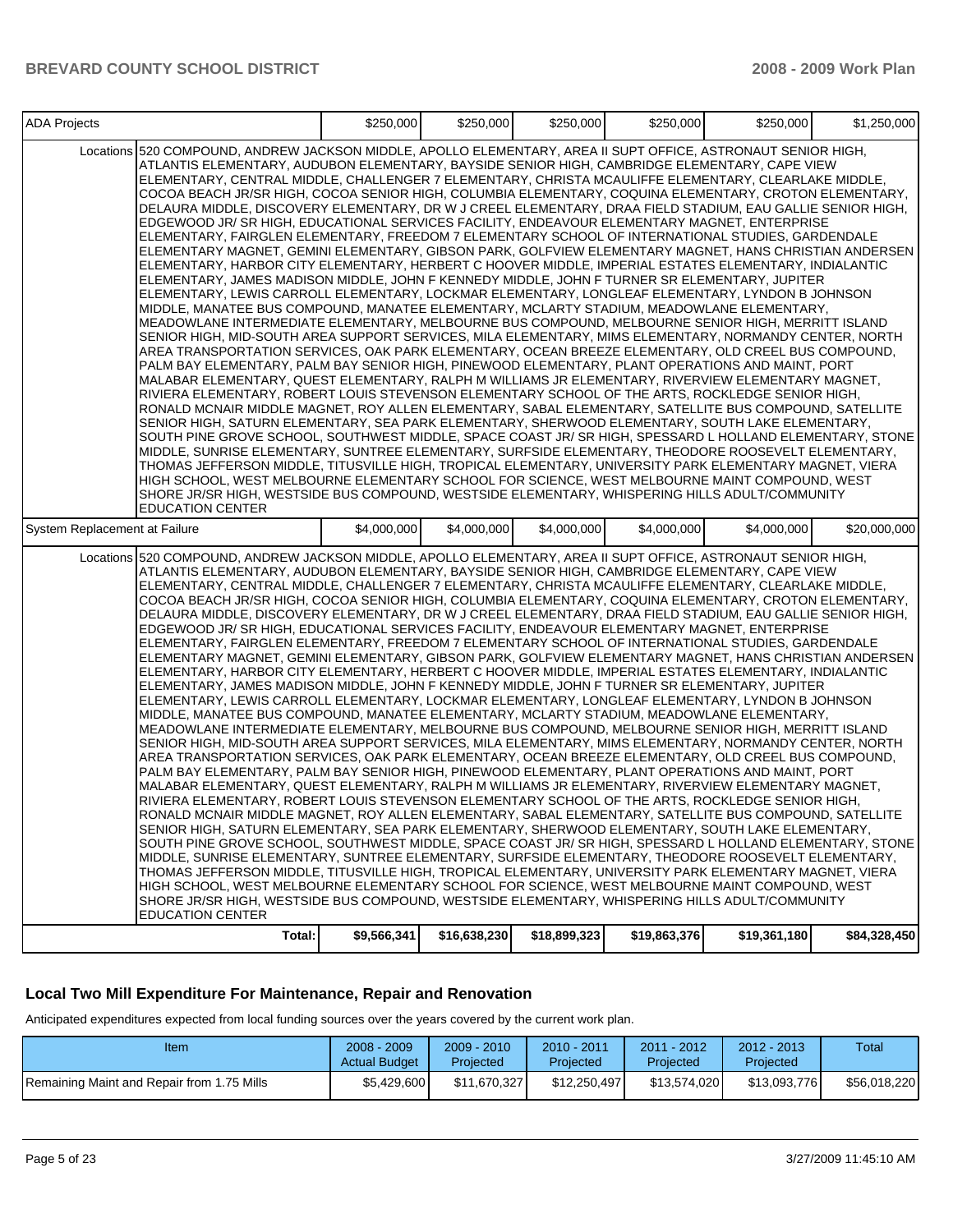| ADA Projects | | $250,000 | $250,000 | $250,000 | $250,000 | $250,000 | $1,250,000 |
|---|---|---|---|---|---|---|---|
| | Locations | 520 COMPOUND, ANDREW JACKSON MIDDLE, APOLLO ELEMENTARY, AREA II SUPT OFFICE, ASTRONAUT SENIOR HIGH, ATLANTIS ELEMENTARY, AUDUBON ELEMENTARY, BAYSIDE SENIOR HIGH, CAMBRIDGE ELEMENTARY, CAPE VIEW ELEMENTARY, CENTRAL MIDDLE, CHALLENGER 7 ELEMENTARY, CHRISTA MCAULIFFE ELEMENTARY, CLEARLAKE MIDDLE, COCOA BEACH JR/SR HIGH, COCOA SENIOR HIGH, COLUMBIA ELEMENTARY, COQUINA ELEMENTARY, CROTON ELEMENTARY, DELAURA MIDDLE, DISCOVERY ELEMENTARY, DR W J CREEL ELEMENTARY, DRAA FIELD STADIUM, EAU GALLIE SENIOR HIGH, EDGEWOOD JR/ SR HIGH, EDUCATIONAL SERVICES FACILITY, ENDEAVOUR ELEMENTARY MAGNET, ENTERPRISE ELEMENTARY, FAIRGLEN ELEMENTARY, FREEDOM 7 ELEMENTARY SCHOOL OF INTERNATIONAL STUDIES, GARDENDALE ELEMENTARY MAGNET, GEMINI ELEMENTARY, GIBSON PARK, GOLFVIEW ELEMENTARY MAGNET, HANS CHRISTIAN ANDERSEN ELEMENTARY, HARBOR CITY ELEMENTARY, HERBERT C HOOVER MIDDLE, IMPERIAL ESTATES ELEMENTARY, INDIALANTIC ELEMENTARY, JAMES MADISON MIDDLE, JOHN F KENNEDY MIDDLE, JOHN F TURNER SR ELEMENTARY, JUPITER ELEMENTARY, LEWIS CARROLL ELEMENTARY, LOCKMAR ELEMENTARY, LONGLEAF ELEMENTARY, LYNDON B JOHNSON MIDDLE, MANATEE BUS COMPOUND, MANATEE ELEMENTARY, MCLARTY STADIUM, MEADOWLANE ELEMENTARY, MEADOWLANE INTERMEDIATE ELEMENTARY, MELBOURNE BUS COMPOUND, MELBOURNE SENIOR HIGH, MERRITT ISLAND SENIOR HIGH, MID-SOUTH AREA SUPPORT SERVICES, MILA ELEMENTARY, MIMS ELEMENTARY, NORMANDY CENTER, NORTH AREA TRANSPORTATION SERVICES, OAK PARK ELEMENTARY, OCEAN BREEZE ELEMENTARY, OLD CREEL BUS COMPOUND, PALM BAY ELEMENTARY, PALM BAY SENIOR HIGH, PINEWOOD ELEMENTARY, PLANT OPERATIONS AND MAINT, PORT MALABAR ELEMENTARY, QUEST ELEMENTARY, RALPH M WILLIAMS JR ELEMENTARY, RIVERVIEW ELEMENTARY MAGNET, RIVIERA ELEMENTARY, ROBERT LOUIS STEVENSON ELEMENTARY SCHOOL OF THE ARTS, ROCKLEDGE SENIOR HIGH, RONALD MCNAIR MIDDLE MAGNET, ROY ALLEN ELEMENTARY, SABAL ELEMENTARY, SATELLITE BUS COMPOUND, SATELLITE SENIOR HIGH, SATURN ELEMENTARY, SEA PARK ELEMENTARY, SHERWOOD ELEMENTARY, SOUTH LAKE ELEMENTARY, SOUTH PINE GROVE SCHOOL, SOUTHWEST MIDDLE, SPACE COAST JR/ SR HIGH, SPESSARD L HOLLAND ELEMENTARY, STONE MIDDLE, SUNRISE ELEMENTARY, SUNTREE ELEMENTARY, SURFSIDE ELEMENTARY, THEODORE ROOSEVELT ELEMENTARY, THOMAS JEFFERSON MIDDLE, TITUSVILLE HIGH, TROPICAL ELEMENTARY, UNIVERSITY PARK ELEMENTARY MAGNET, VIERA HIGH SCHOOL, WEST MELBOURNE ELEMENTARY SCHOOL FOR SCIENCE, WEST MELBOURNE MAINT COMPOUND, WEST SHORE JR/SR HIGH, WESTSIDE BUS COMPOUND, WESTSIDE ELEMENTARY, WHISPERING HILLS ADULT/COMMUNITY EDUCATION CENTER | | | | | | |
| System Replacement at Failure | | $4,000,000 | $4,000,000 | $4,000,000 | $4,000,000 | $4,000,000 | $20,000,000 |
| | Locations | 520 COMPOUND, ANDREW JACKSON MIDDLE, APOLLO ELEMENTARY, AREA II SUPT OFFICE, ASTRONAUT SENIOR HIGH, ATLANTIS ELEMENTARY, AUDUBON ELEMENTARY, BAYSIDE SENIOR HIGH, CAMBRIDGE ELEMENTARY, CAPE VIEW ELEMENTARY, CENTRAL MIDDLE, CHALLENGER 7 ELEMENTARY, CHRISTA MCAULIFFE ELEMENTARY, CLEARLAKE MIDDLE, COCOA BEACH JR/SR HIGH, COCOA SENIOR HIGH, COLUMBIA ELEMENTARY, COQUINA ELEMENTARY, CROTON ELEMENTARY, DELAURA MIDDLE, DISCOVERY ELEMENTARY, DR W J CREEL ELEMENTARY, DRAA FIELD STADIUM, EAU GALLIE SENIOR HIGH, EDGEWOOD JR/ SR HIGH, EDUCATIONAL SERVICES FACILITY, ENDEAVOUR ELEMENTARY MAGNET, ENTERPRISE ELEMENTARY, FAIRGLEN ELEMENTARY, FREEDOM 7 ELEMENTARY SCHOOL OF INTERNATIONAL STUDIES, GARDENDALE ELEMENTARY MAGNET, GEMINI ELEMENTARY, GIBSON PARK, GOLFVIEW ELEMENTARY MAGNET, HANS CHRISTIAN ANDERSEN ELEMENTARY, HARBOR CITY ELEMENTARY, HERBERT C HOOVER MIDDLE, IMPERIAL ESTATES ELEMENTARY, INDIALANTIC ELEMENTARY, JAMES MADISON MIDDLE, JOHN F KENNEDY MIDDLE, JOHN F TURNER SR ELEMENTARY, JUPITER ELEMENTARY, LEWIS CARROLL ELEMENTARY, LOCKMAR ELEMENTARY, LONGLEAF ELEMENTARY, LYNDON B JOHNSON MIDDLE, MANATEE BUS COMPOUND, MANATEE ELEMENTARY, MCLARTY STADIUM, MEADOWLANE ELEMENTARY, MEADOWLANE INTERMEDIATE ELEMENTARY, MELBOURNE BUS COMPOUND, MELBOURNE SENIOR HIGH, MERRITT ISLAND SENIOR HIGH, MID-SOUTH AREA SUPPORT SERVICES, MILA ELEMENTARY, MIMS ELEMENTARY, NORMANDY CENTER, NORTH AREA TRANSPORTATION SERVICES, OAK PARK ELEMENTARY, OCEAN BREEZE ELEMENTARY, OLD CREEL BUS COMPOUND, PALM BAY ELEMENTARY, PALM BAY SENIOR HIGH, PINEWOOD ELEMENTARY, PLANT OPERATIONS AND MAINT, PORT MALABAR ELEMENTARY, QUEST ELEMENTARY, RALPH M WILLIAMS JR ELEMENTARY, RIVERVIEW ELEMENTARY MAGNET, RIVIERA ELEMENTARY, ROBERT LOUIS STEVENSON ELEMENTARY SCHOOL OF THE ARTS, ROCKLEDGE SENIOR HIGH, RONALD MCNAIR MIDDLE MAGNET, ROY ALLEN ELEMENTARY, SABAL ELEMENTARY, SATELLITE BUS COMPOUND, SATELLITE SENIOR HIGH, SATURN ELEMENTARY, SEA PARK ELEMENTARY, SHERWOOD ELEMENTARY, SOUTH LAKE ELEMENTARY, SOUTH PINE GROVE SCHOOL, SOUTHWEST MIDDLE, SPACE COAST JR/ SR HIGH, SPESSARD L HOLLAND ELEMENTARY, STONE MIDDLE, SUNRISE ELEMENTARY, SUNTREE ELEMENTARY, SURFSIDE ELEMENTARY, THEODORE ROOSEVELT ELEMENTARY, THOMAS JEFFERSON MIDDLE, TITUSVILLE HIGH, TROPICAL ELEMENTARY, UNIVERSITY PARK ELEMENTARY MAGNET, VIERA HIGH SCHOOL, WEST MELBOURNE ELEMENTARY SCHOOL FOR SCIENCE, WEST MELBOURNE MAINT COMPOUND, WEST SHORE JR/SR HIGH, WESTSIDE BUS COMPOUND, WESTSIDE ELEMENTARY, WHISPERING HILLS ADULT/COMMUNITY EDUCATION CENTER | | | | | | |
| | Total: | $9,566,341 | $16,638,230 | $18,899,323 | $19,863,376 | $19,361,180 | $84,328,450 |

## Local Two Mill Expenditure For Maintenance, Repair and Renovation

Anticipated expenditures expected from local funding sources over the years covered by the current work plan.

| Item | 2008 - 2009 Actual Budget | 2009 - 2010 Projected | 2010 - 2011 Projected | 2011 - 2012 Projected | 2012 - 2013 Projected | Total |
|---|---|---|---|---|---|---|
| Remaining Maint and Repair from 1.75 Mills | $5,429,600 | $11,670,327 | $12,250,497 | $13,574,020 | $13,093,776 | $56,018,220 |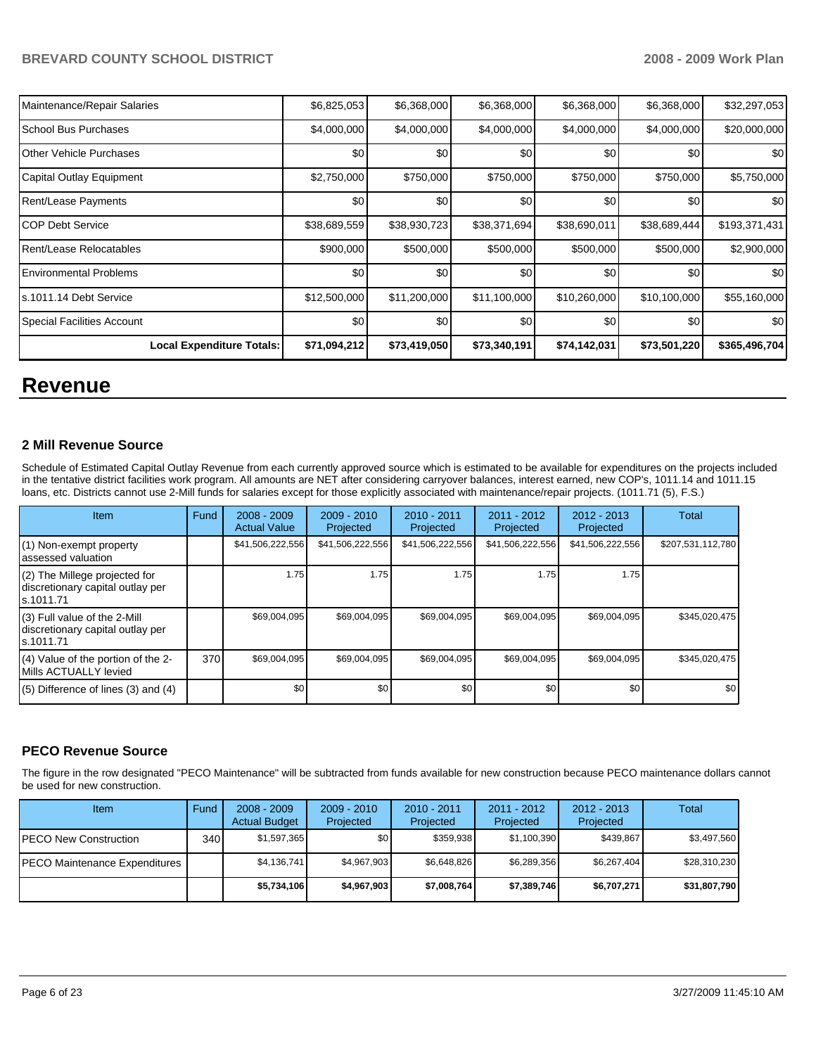| | | | | | | |
|---|---|---|---|---|---|---|
| Maintenance/Repair Salaries | $6,825,053 | $6,368,000 | $6,368,000 | $6,368,000 | $6,368,000 | $32,297,053 |
| School Bus Purchases | $4,000,000 | $4,000,000 | $4,000,000 | $4,000,000 | $4,000,000 | $20,000,000 |
| Other Vehicle Purchases | $0 | $0 | $0 | $0 | $0 | $0 |
| Capital Outlay Equipment | $2,750,000 | $750,000 | $750,000 | $750,000 | $750,000 | $5,750,000 |
| Rent/Lease Payments | $0 | $0 | $0 | $0 | $0 | $0 |
| COP Debt Service | $38,689,559 | $38,930,723 | $38,371,694 | $38,690,011 | $38,689,444 | $193,371,431 |
| Rent/Lease Relocatables | $900,000 | $500,000 | $500,000 | $500,000 | $500,000 | $2,900,000 |
| Environmental Problems | $0 | $0 | $0 | $0 | $0 | $0 |
| s.1011.14 Debt Service | $12,500,000 | $11,200,000 | $11,100,000 | $10,260,000 | $10,100,000 | $55,160,000 |
| Special Facilities Account | $0 | $0 | $0 | $0 | $0 | $0 |
| **Local Expenditure Totals:** | **$71,094,212** | **$73,419,050** | **$73,340,191** | **$74,142,031** | **$73,501,220** | **$365,496,704** |

# Revenue

### 2 Mill Revenue Source

Schedule of Estimated Capital Outlay Revenue from each currently approved source which is estimated to be available for expenditures on the projects included in the tentative district facilities work program. All amounts are NET after considering carryover balances, interest earned, new COP's, 1011.14 and 1011.15 loans, etc. Districts cannot use 2-Mill funds for salaries except for those explicitly associated with maintenance/repair projects. (1011.71 (5), F.S.)

| Item | Fund | 2008 - 2009 Actual Value | 2009 - 2010 Projected | 2010 - 2011 Projected | 2011 - 2012 Projected | 2012 - 2013 Projected | Total |
|---|---|---|---|---|---|---|---|
| (1) Non-exempt property assessed valuation | | $41,506,222,556 | $41,506,222,556 | $41,506,222,556 | $41,506,222,556 | $41,506,222,556 | $207,531,112,780 |
| (2) The Millege projected for discretionary capital outlay per s.1011.71 | | 1.75 | 1.75 | 1.75 | 1.75 | 1.75 | |
| (3) Full value of the 2-Mill discretionary capital outlay per s.1011.71 | | $69,004,095 | $69,004,095 | $69,004,095 | $69,004,095 | $69,004,095 | $345,020,475 |
| (4) Value of the portion of the 2-Mills ACTUALLY levied | 370 | $69,004,095 | $69,004,095 | $69,004,095 | $69,004,095 | $69,004,095 | $345,020,475 |
| (5) Difference of lines (3) and (4) | | $0 | $0 | $0 | $0 | $0 | $0 |

### PECO Revenue Source

The figure in the row designated "PECO Maintenance" will be subtracted from funds available for new construction because PECO maintenance dollars cannot be used for new construction.

| Item | Fund | 2008 - 2009 Actual Budget | 2009 - 2010 Projected | 2010 - 2011 Projected | 2011 - 2012 Projected | 2012 - 2013 Projected | Total |
|---|---|---|---|---|---|---|---|
| PECO New Construction | 340 | $1,597,365 | $0 | $359,938 | $1,100,390 | $439,867 | $3,497,560 |
| PECO Maintenance Expenditures | | $4,136,741 | $4,967,903 | $6,648,826 | $6,289,356 | $6,267,404 | $28,310,230 |
| | | **$5,734,106** | **$4,967,903** | **$7,008,764** | **$7,389,746** | **$6,707,271** | **$31,807,790** |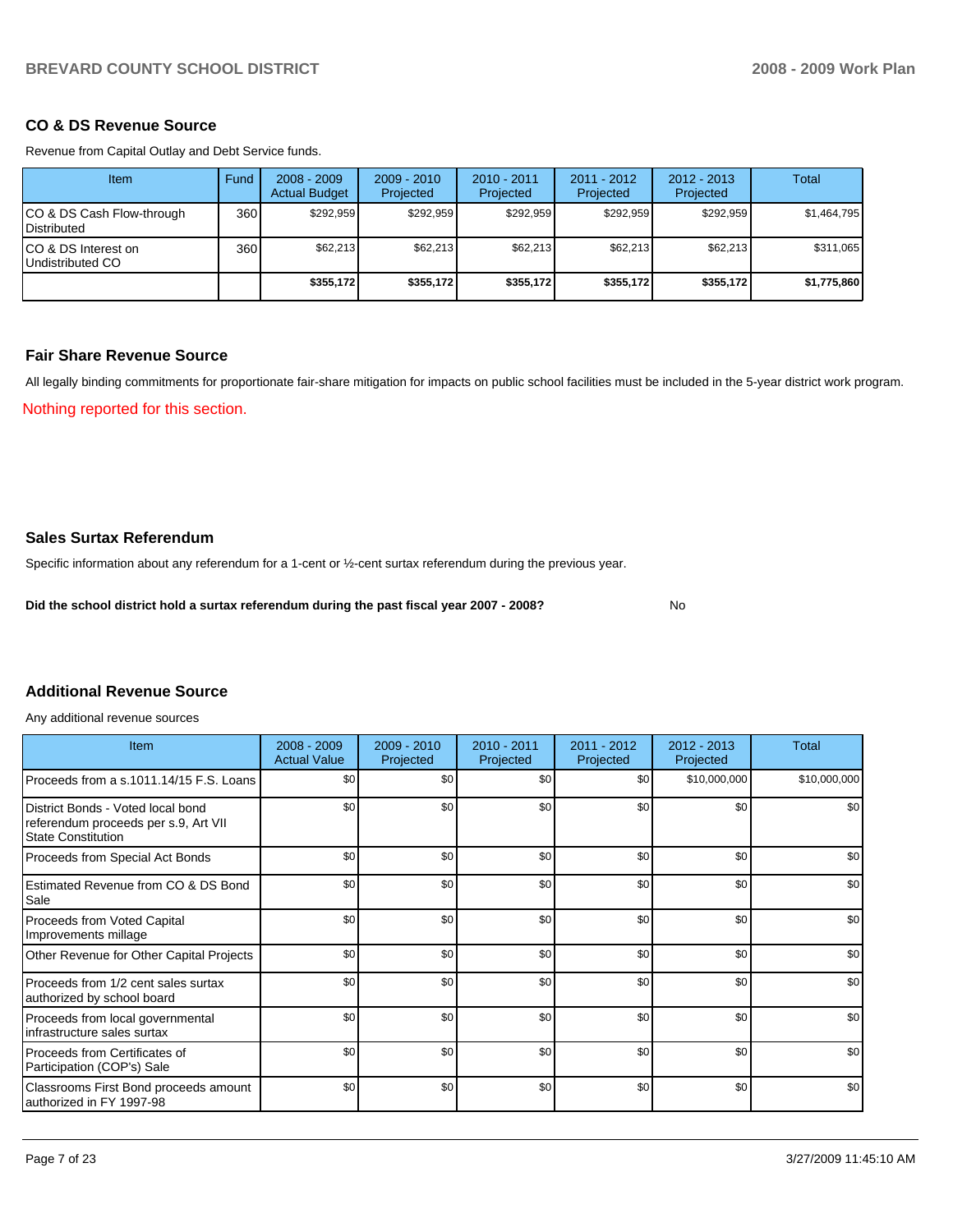## CO & DS Revenue Source

Revenue from Capital Outlay and Debt Service funds.

| Item | Fund | 2008 - 2009 Actual Budget | 2009 - 2010 Projected | 2010 - 2011 Projected | 2011 - 2012 Projected | 2012 - 2013 Projected | Total |
|---|---|---|---|---|---|---|---|
| CO & DS Cash Flow-through Distributed | 360 | $292,959 | $292,959 | $292,959 | $292,959 | $292,959 | $1,464,795 |
| CO & DS Interest on Undistributed CO | 360 | $62,213 | $62,213 | $62,213 | $62,213 | $62,213 | $311,065 |
| | | **$355,172** | **$355,172** | **$355,172** | **$355,172** | **$355,172** | **$1,775,860** |

## Fair Share Revenue Source

All legally binding commitments for proportionate fair-share mitigation for impacts on public school facilities must be included in the 5-year district work program.

Nothing reported for this section.

## Sales Surtax Referendum

Specific information about any referendum for a 1-cent or ½-cent surtax referendum during the previous year.

**Did the school district hold a surtax referendum during the past fiscal year 2007 - 2008?** No

## Additional Revenue Source

Any additional revenue sources

| Item | 2008 - 2009 Actual Value | 2009 - 2010 Projected | 2010 - 2011 Projected | 2011 - 2012 Projected | 2012 - 2013 Projected | Total |
|---|---|---|---|---|---|---|
| Proceeds from a s.1011.14/15 F.S. Loans | $0 | $0 | $0 | $0 | $10,000,000 | $10,000,000 |
| District Bonds - Voted local bond referendum proceeds per s.9, Art VII State Constitution | $0 | $0 | $0 | $0 | $0 | $0 |
| Proceeds from Special Act Bonds | $0 | $0 | $0 | $0 | $0 | $0 |
| Estimated Revenue from CO & DS Bond Sale | $0 | $0 | $0 | $0 | $0 | $0 |
| Proceeds from Voted Capital Improvements millage | $0 | $0 | $0 | $0 | $0 | $0 |
| Other Revenue for Other Capital Projects | $0 | $0 | $0 | $0 | $0 | $0 |
| Proceeds from 1/2 cent sales surtax authorized by school board | $0 | $0 | $0 | $0 | $0 | $0 |
| Proceeds from local governmental infrastructure sales surtax | $0 | $0 | $0 | $0 | $0 | $0 |
| Proceeds from Certificates of Participation (COP's) Sale | $0 | $0 | $0 | $0 | $0 | $0 |
| Classrooms First Bond proceeds amount authorized in FY 1997-98 | $0 | $0 | $0 | $0 | $0 | $0 |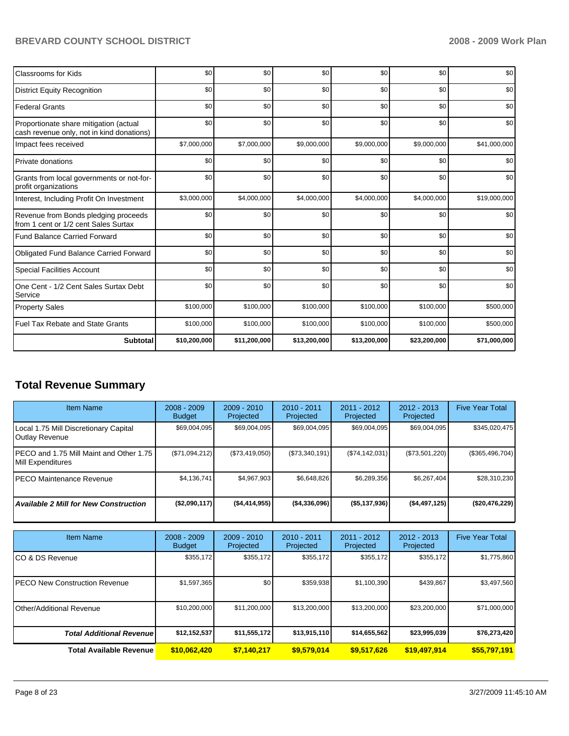| | | | | | | |
|---|---|---|---|---|---|---|
| Classrooms for Kids | $0 | $0 | $0 | $0 | $0 | $0 |
| District Equity Recognition | $0 | $0 | $0 | $0 | $0 | $0 |
| Federal Grants | $0 | $0 | $0 | $0 | $0 | $0 |
| Proportionate share mitigation (actual cash revenue only, not in kind donations) | $0 | $0 | $0 | $0 | $0 | $0 |
| Impact fees received | $7,000,000 | $7,000,000 | $9,000,000 | $9,000,000 | $9,000,000 | $41,000,000 |
| Private donations | $0 | $0 | $0 | $0 | $0 | $0 |
| Grants from local governments or not-for-profit organizations | $0 | $0 | $0 | $0 | $0 | $0 |
| Interest, Including Profit On Investment | $3,000,000 | $4,000,000 | $4,000,000 | $4,000,000 | $4,000,000 | $19,000,000 |
| Revenue from Bonds pledging proceeds from 1 cent or 1/2 cent Sales Surtax | $0 | $0 | $0 | $0 | $0 | $0 |
| Fund Balance Carried Forward | $0 | $0 | $0 | $0 | $0 | $0 |
| Obligated Fund Balance Carried Forward | $0 | $0 | $0 | $0 | $0 | $0 |
| Special Facilities Account | $0 | $0 | $0 | $0 | $0 | $0 |
| One Cent - 1/2 Cent Sales Surtax Debt Service | $0 | $0 | $0 | $0 | $0 | $0 |
| Property Sales | $100,000 | $100,000 | $100,000 | $100,000 | $100,000 | $500,000 |
| Fuel Tax Rebate and State Grants | $100,000 | $100,000 | $100,000 | $100,000 | $100,000 | $500,000 |
| **Subtotal** | **$10,200,000** | **$11,200,000** | **$13,200,000** | **$13,200,000** | **$23,200,000** | **$71,000,000** |

## Total Revenue Summary

| Item Name | 2008 - 2009 Budget | 2009 - 2010 Projected | 2010 - 2011 Projected | 2011 - 2012 Projected | 2012 - 2013 Projected | Five Year Total |
|---|---|---|---|---|---|---|
| Local 1.75 Mill Discretionary Capital Outlay Revenue | $69,004,095 | $69,004,095 | $69,004,095 | $69,004,095 | $69,004,095 | $345,020,475 |
| PECO and 1.75 Mill Maint and Other 1.75 Mill Expenditures | ($71,094,212) | ($73,419,050) | ($73,340,191) | ($74,142,031) | ($73,501,220) | ($365,496,704) |
| PECO Maintenance Revenue | $4,136,741 | $4,967,903 | $6,648,826 | $6,289,356 | $6,267,404 | $28,310,230 |
| ***Available 2 Mill for New Construction*** | **($2,090,117)** | **($4,414,955)** | **($4,336,096)** | **($5,137,936)** | **($4,497,125)** | **($20,476,229)** |

| Item Name | 2008 - 2009 Budget | 2009 - 2010 Projected | 2010 - 2011 Projected | 2011 - 2012 Projected | 2012 - 2013 Projected | Five Year Total |
|---|---|---|---|---|---|---|
| CO & DS Revenue | $355,172 | $355,172 | $355,172 | $355,172 | $355,172 | $1,775,860 |
| PECO New Construction Revenue | $1,597,365 | $0 | $359,938 | $1,100,390 | $439,867 | $3,497,560 |
| Other/Additional Revenue | $10,200,000 | $11,200,000 | $13,200,000 | $13,200,000 | $23,200,000 | $71,000,000 |
| ***Total Additional Revenue*** | **$12,152,537** | **$11,555,172** | **$13,915,110** | **$14,655,562** | **$23,995,039** | **$76,273,420** |
| **Total Available Revenue** | **$10,062,420** | **$7,140,217** | **$9,579,014** | **$9,517,626** | **$19,497,914** | **$55,797,191** |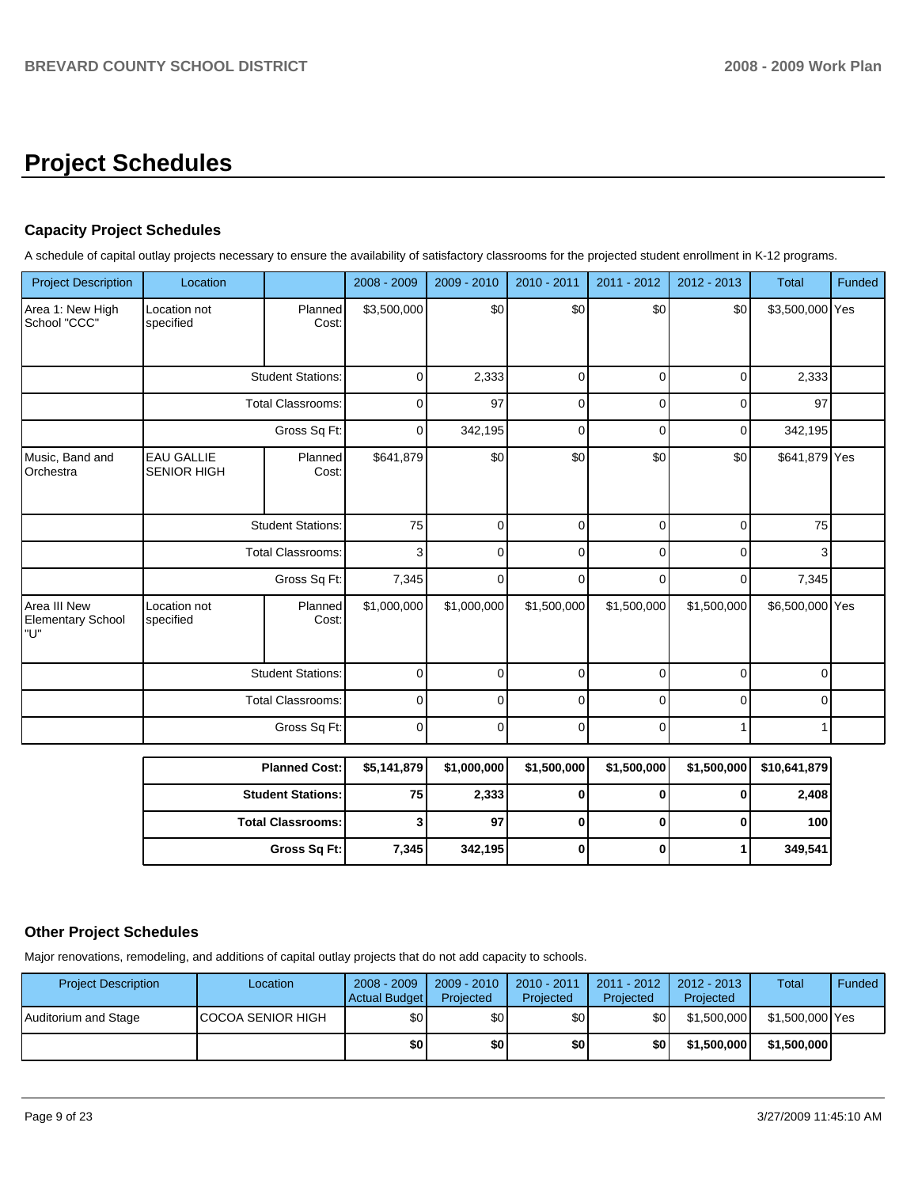# Project Schedules

### Capacity Project Schedules

A schedule of capital outlay projects necessary to ensure the availability of satisfactory classrooms for the projected student enrollment in K-12 programs.

| Project Description | Location | | 2008 - 2009 | 2009 - 2010 | 2010 - 2011 | 2011 - 2012 | 2012 - 2013 | Total | Funded |
|---|---|---|---|---|---|---|---|---|---|
| Area 1: New High School "CCC" | Location not specified | Planned Cost: | $3,500,000 | $0 | $0 | $0 | $0 | $3,500,000 | Yes |
| | | Student Stations: | 0 | 2,333 | 0 | 0 | 0 | 2,333 | |
| | | Total Classrooms: | 0 | 97 | 0 | 0 | 0 | 97 | |
| | | Gross Sq Ft: | 0 | 342,195 | 0 | 0 | 0 | 342,195 | |
| Music, Band and Orchestra | EAU GALLIE SENIOR HIGH | Planned Cost: | $641,879 | $0 | $0 | $0 | $0 | $641,879 | Yes |
| | | Student Stations: | 75 | 0 | 0 | 0 | 0 | 75 | |
| | | Total Classrooms: | 3 | 0 | 0 | 0 | 0 | 3 | |
| | | Gross Sq Ft: | 7,345 | 0 | 0 | 0 | 0 | 7,345 | |
| Area III New Elementary School "U" | Location not specified | Planned Cost: | $1,000,000 | $1,000,000 | $1,500,000 | $1,500,000 | $1,500,000 | $6,500,000 | Yes |
| | | Student Stations: | 0 | 0 | 0 | 0 | 0 | 0 | |
| | | Total Classrooms: | 0 | 0 | 0 | 0 | 0 | 0 | |
| | | Gross Sq Ft: | 0 | 0 | 0 | 0 | 1 | 1 | |

| | 2008 - 2009 | 2009 - 2010 | 2010 - 2011 | 2011 - 2012 | 2012 - 2013 | Total |
|---|---|---|---|---|---|---|
| **Planned Cost:** | **$5,141,879** | **$1,000,000** | **$1,500,000** | **$1,500,000** | **$1,500,000** | **$10,641,879** |
| **Student Stations:** | **75** | **2,333** | **0** | **0** | **0** | **2,408** |
| **Total Classrooms:** | **3** | **97** | **0** | **0** | **0** | **100** |
| **Gross Sq Ft:** | **7,345** | **342,195** | **0** | **0** | **1** | **349,541** |

### Other Project Schedules

Major renovations, remodeling, and additions of capital outlay projects that do not add capacity to schools.

| Project Description | Location | 2008 - 2009 Actual Budget | 2009 - 2010 Projected | 2010 - 2011 Projected | 2011 - 2012 Projected | 2012 - 2013 Projected | Total | Funded |
|---|---|---|---|---|---|---|---|---|
| Auditorium and Stage | COCOA SENIOR HIGH | $0 | $0 | $0 | $0 | $1,500,000 | $1,500,000 | Yes |
| | | **$0** | **$0** | **$0** | **$0** | **$1,500,000** | **$1,500,000** | |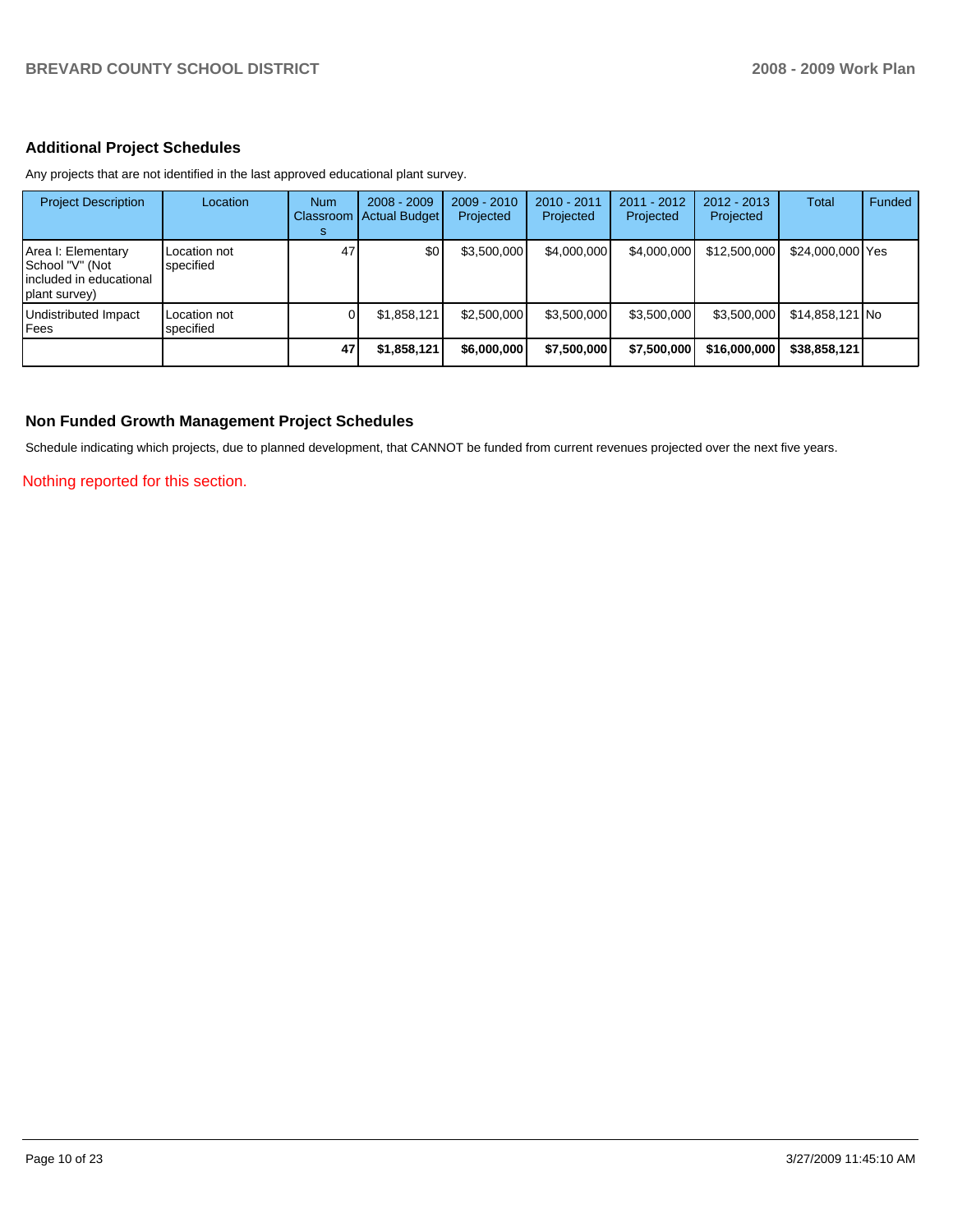## Additional Project Schedules

Any projects that are not identified in the last approved educational plant survey.

| Project Description | Location | Num Classrooms | 2008 - 2009 Actual Budget | 2009 - 2010 Projected | 2010 - 2011 Projected | 2011 - 2012 Projected | 2012 - 2013 Projected | Total | Funded |
|---|---|---|---|---|---|---|---|---|---|
| Area I: Elementary School "V" (Not included in educational plant survey) | Location not specified | 47 | $0 | $3,500,000 | $4,000,000 | $4,000,000 | $12,500,000 | $24,000,000 | Yes |
| Undistributed Impact Fees | Location not specified | 0 | $1,858,121 | $2,500,000 | $3,500,000 | $3,500,000 | $3,500,000 | $14,858,121 | No |
| | | **47** | **$1,858,121** | **$6,000,000** | **$7,500,000** | **$7,500,000** | **$16,000,000** | **$38,858,121** | |

## Non Funded Growth Management Project Schedules

Schedule indicating which projects, due to planned development, that CANNOT be funded from current revenues projected over the next five years.

Nothing reported for this section.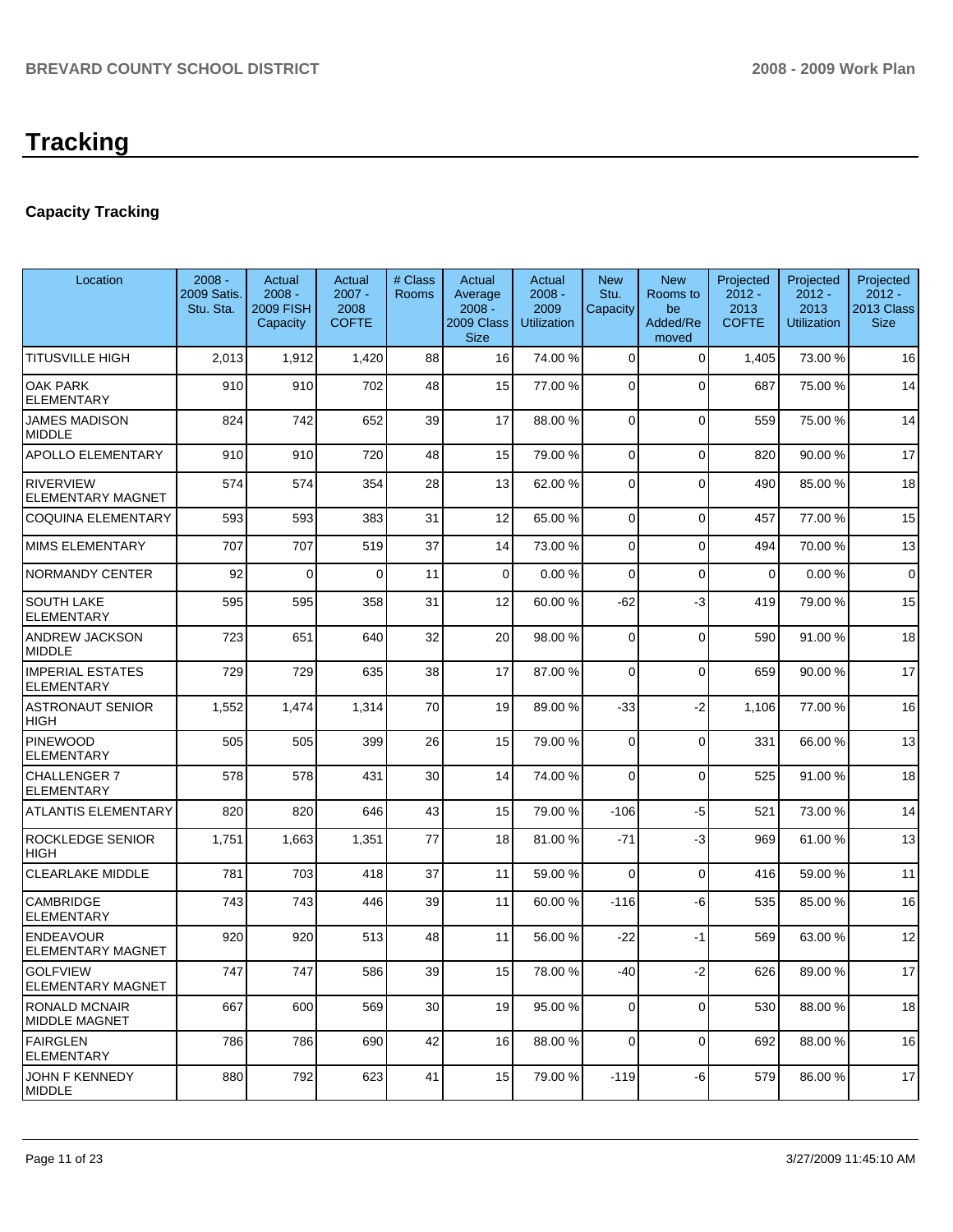# Tracking

## Capacity Tracking

| Location | 2008 - 2009 Satis. Stu. Sta. | Actual 2008 - 2009 FISH Capacity | Actual 2007 - 2008 COFTE | # Class Rooms | Actual Average 2008 - 2009 Class Size | Actual 2008 - 2009 Utilization | New Stu. Capacity | New Rooms to be Added/Removed | Projected 2012 - 2013 COFTE | Projected 2012 - 2013 Utilization | Projected 2012 - 2013 Class Size |
|---|---|---|---|---|---|---|---|---|---|---|---|
| TITUSVILLE HIGH | 2,013 | 1,912 | 1,420 | 88 | 16 | 74.00 % | 0 | 0 | 1,405 | 73.00 % | 16 |
| OAK PARK ELEMENTARY | 910 | 910 | 702 | 48 | 15 | 77.00 % | 0 | 0 | 687 | 75.00 % | 14 |
| JAMES MADISON MIDDLE | 824 | 742 | 652 | 39 | 17 | 88.00 % | 0 | 0 | 559 | 75.00 % | 14 |
| APOLLO ELEMENTARY | 910 | 910 | 720 | 48 | 15 | 79.00 % | 0 | 0 | 820 | 90.00 % | 17 |
| RIVERVIEW ELEMENTARY MAGNET | 574 | 574 | 354 | 28 | 13 | 62.00 % | 0 | 0 | 490 | 85.00 % | 18 |
| COQUINA ELEMENTARY | 593 | 593 | 383 | 31 | 12 | 65.00 % | 0 | 0 | 457 | 77.00 % | 15 |
| MIMS ELEMENTARY | 707 | 707 | 519 | 37 | 14 | 73.00 % | 0 | 0 | 494 | 70.00 % | 13 |
| NORMANDY CENTER | 92 | 0 | 0 | 11 | 0 | 0.00 % | 0 | 0 | 0 | 0.00 % | 0 |
| SOUTH LAKE ELEMENTARY | 595 | 595 | 358 | 31 | 12 | 60.00 % | -62 | -3 | 419 | 79.00 % | 15 |
| ANDREW JACKSON MIDDLE | 723 | 651 | 640 | 32 | 20 | 98.00 % | 0 | 0 | 590 | 91.00 % | 18 |
| IMPERIAL ESTATES ELEMENTARY | 729 | 729 | 635 | 38 | 17 | 87.00 % | 0 | 0 | 659 | 90.00 % | 17 |
| ASTRONAUT SENIOR HIGH | 1,552 | 1,474 | 1,314 | 70 | 19 | 89.00 % | -33 | -2 | 1,106 | 77.00 % | 16 |
| PINEWOOD ELEMENTARY | 505 | 505 | 399 | 26 | 15 | 79.00 % | 0 | 0 | 331 | 66.00 % | 13 |
| CHALLENGER 7 ELEMENTARY | 578 | 578 | 431 | 30 | 14 | 74.00 % | 0 | 0 | 525 | 91.00 % | 18 |
| ATLANTIS ELEMENTARY | 820 | 820 | 646 | 43 | 15 | 79.00 % | -106 | -5 | 521 | 73.00 % | 14 |
| ROCKLEDGE SENIOR HIGH | 1,751 | 1,663 | 1,351 | 77 | 18 | 81.00 % | -71 | -3 | 969 | 61.00 % | 13 |
| CLEARLAKE MIDDLE | 781 | 703 | 418 | 37 | 11 | 59.00 % | 0 | 0 | 416 | 59.00 % | 11 |
| CAMBRIDGE ELEMENTARY | 743 | 743 | 446 | 39 | 11 | 60.00 % | -116 | -6 | 535 | 85.00 % | 16 |
| ENDEAVOUR ELEMENTARY MAGNET | 920 | 920 | 513 | 48 | 11 | 56.00 % | -22 | -1 | 569 | 63.00 % | 12 |
| GOLFVIEW ELEMENTARY MAGNET | 747 | 747 | 586 | 39 | 15 | 78.00 % | -40 | -2 | 626 | 89.00 % | 17 |
| RONALD MCNAIR MIDDLE MAGNET | 667 | 600 | 569 | 30 | 19 | 95.00 % | 0 | 0 | 530 | 88.00 % | 18 |
| FAIRGLEN ELEMENTARY | 786 | 786 | 690 | 42 | 16 | 88.00 % | 0 | 0 | 692 | 88.00 % | 16 |
| JOHN F KENNEDY MIDDLE | 880 | 792 | 623 | 41 | 15 | 79.00 % | -119 | -6 | 579 | 86.00 % | 17 |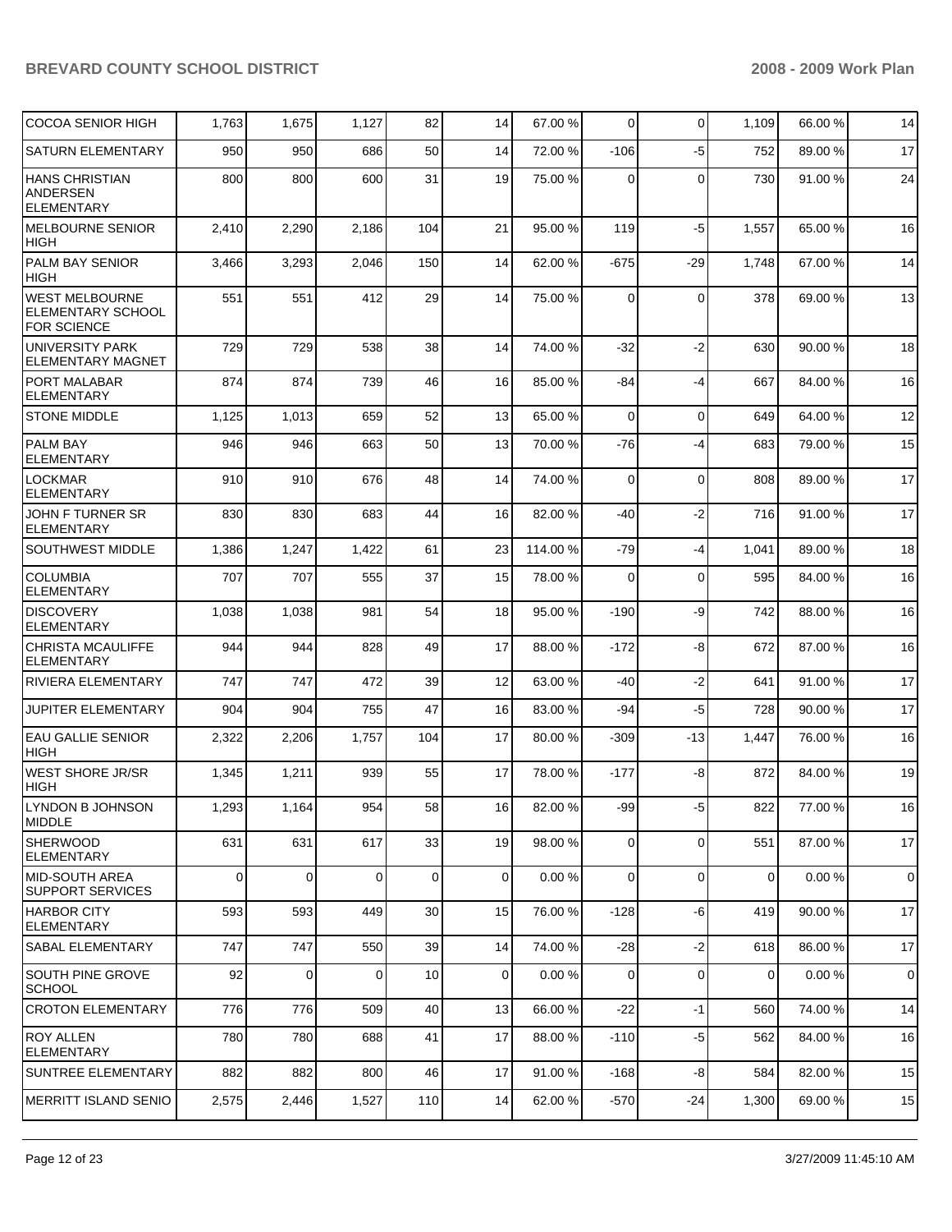| | | | | | | | | | | |
|---|---|---|---|---|---|---|---|---|---|---|
| COCOA SENIOR HIGH | 1,763 | 1,675 | 1,127 | 82 | 14 | 67.00 % | 0 | 0 | 1,109 | 66.00 % | 14 |
| SATURN ELEMENTARY | 950 | 950 | 686 | 50 | 14 | 72.00 % | -106 | -5 | 752 | 89.00 % | 17 |
| HANS CHRISTIAN ANDERSEN ELEMENTARY | 800 | 800 | 600 | 31 | 19 | 75.00 % | 0 | 0 | 730 | 91.00 % | 24 |
| MELBOURNE SENIOR HIGH | 2,410 | 2,290 | 2,186 | 104 | 21 | 95.00 % | 119 | -5 | 1,557 | 65.00 % | 16 |
| PALM BAY SENIOR HIGH | 3,466 | 3,293 | 2,046 | 150 | 14 | 62.00 % | -675 | -29 | 1,748 | 67.00 % | 14 |
| WEST MELBOURNE ELEMENTARY SCHOOL FOR SCIENCE | 551 | 551 | 412 | 29 | 14 | 75.00 % | 0 | 0 | 378 | 69.00 % | 13 |
| UNIVERSITY PARK ELEMENTARY MAGNET | 729 | 729 | 538 | 38 | 14 | 74.00 % | -32 | -2 | 630 | 90.00 % | 18 |
| PORT MALABAR ELEMENTARY | 874 | 874 | 739 | 46 | 16 | 85.00 % | -84 | -4 | 667 | 84.00 % | 16 |
| STONE MIDDLE | 1,125 | 1,013 | 659 | 52 | 13 | 65.00 % | 0 | 0 | 649 | 64.00 % | 12 |
| PALM BAY ELEMENTARY | 946 | 946 | 663 | 50 | 13 | 70.00 % | -76 | -4 | 683 | 79.00 % | 15 |
| LOCKMAR ELEMENTARY | 910 | 910 | 676 | 48 | 14 | 74.00 % | 0 | 0 | 808 | 89.00 % | 17 |
| JOHN F TURNER SR ELEMENTARY | 830 | 830 | 683 | 44 | 16 | 82.00 % | -40 | -2 | 716 | 91.00 % | 17 |
| SOUTHWEST MIDDLE | 1,386 | 1,247 | 1,422 | 61 | 23 | 114.00 % | -79 | -4 | 1,041 | 89.00 % | 18 |
| COLUMBIA ELEMENTARY | 707 | 707 | 555 | 37 | 15 | 78.00 % | 0 | 0 | 595 | 84.00 % | 16 |
| DISCOVERY ELEMENTARY | 1,038 | 1,038 | 981 | 54 | 18 | 95.00 % | -190 | -9 | 742 | 88.00 % | 16 |
| CHRISTA MCAULIFFE ELEMENTARY | 944 | 944 | 828 | 49 | 17 | 88.00 % | -172 | -8 | 672 | 87.00 % | 16 |
| RIVIERA ELEMENTARY | 747 | 747 | 472 | 39 | 12 | 63.00 % | -40 | -2 | 641 | 91.00 % | 17 |
| JUPITER ELEMENTARY | 904 | 904 | 755 | 47 | 16 | 83.00 % | -94 | -5 | 728 | 90.00 % | 17 |
| EAU GALLIE SENIOR HIGH | 2,322 | 2,206 | 1,757 | 104 | 17 | 80.00 % | -309 | -13 | 1,447 | 76.00 % | 16 |
| WEST SHORE JR/SR HIGH | 1,345 | 1,211 | 939 | 55 | 17 | 78.00 % | -177 | -8 | 872 | 84.00 % | 19 |
| LYNDON B JOHNSON MIDDLE | 1,293 | 1,164 | 954 | 58 | 16 | 82.00 % | -99 | -5 | 822 | 77.00 % | 16 |
| SHERWOOD ELEMENTARY | 631 | 631 | 617 | 33 | 19 | 98.00 % | 0 | 0 | 551 | 87.00 % | 17 |
| MID-SOUTH AREA SUPPORT SERVICES | 0 | 0 | 0 | 0 | 0 | 0.00 % | 0 | 0 | 0 | 0.00 % | 0 |
| HARBOR CITY ELEMENTARY | 593 | 593 | 449 | 30 | 15 | 76.00 % | -128 | -6 | 419 | 90.00 % | 17 |
| SABAL ELEMENTARY | 747 | 747 | 550 | 39 | 14 | 74.00 % | -28 | -2 | 618 | 86.00 % | 17 |
| SOUTH PINE GROVE SCHOOL | 92 | 0 | 0 | 10 | 0 | 0.00 % | 0 | 0 | 0 | 0.00 % | 0 |
| CROTON ELEMENTARY | 776 | 776 | 509 | 40 | 13 | 66.00 % | -22 | -1 | 560 | 74.00 % | 14 |
| ROY ALLEN ELEMENTARY | 780 | 780 | 688 | 41 | 17 | 88.00 % | -110 | -5 | 562 | 84.00 % | 16 |
| SUNTREE ELEMENTARY | 882 | 882 | 800 | 46 | 17 | 91.00 % | -168 | -8 | 584 | 82.00 % | 15 |
| MERRITT ISLAND SENIO | 2,575 | 2,446 | 1,527 | 110 | 14 | 62.00 % | -570 | -24 | 1,300 | 69.00 % | 15 |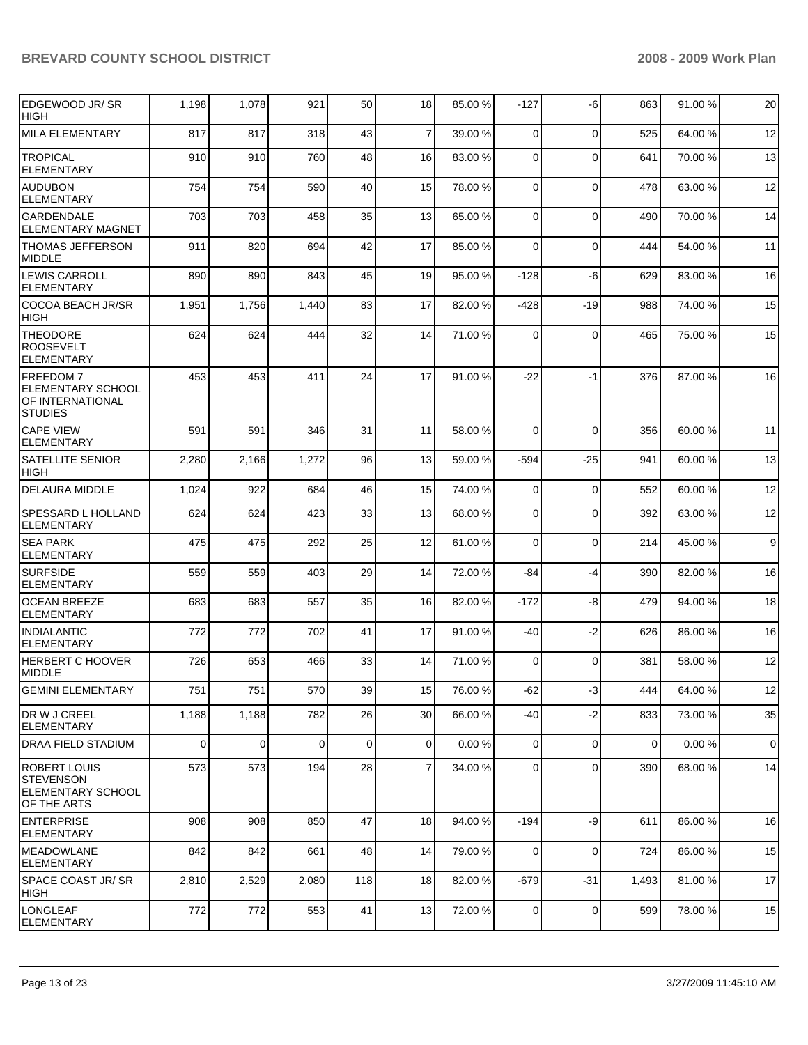| | | | | | | | | | | | |
|---|---|---|---|---|---|---|---|---|---|---|---|
| EDGEWOOD JR/ SR HIGH | 1,198 | 1,078 | 921 | 50 | 18 | 85.00 % | -127 | -6 | 863 | 91.00 % | 20 |
| MILA ELEMENTARY | 817 | 817 | 318 | 43 | 7 | 39.00 % | 0 | 0 | 525 | 64.00 % | 12 |
| TROPICAL ELEMENTARY | 910 | 910 | 760 | 48 | 16 | 83.00 % | 0 | 0 | 641 | 70.00 % | 13 |
| AUDUBON ELEMENTARY | 754 | 754 | 590 | 40 | 15 | 78.00 % | 0 | 0 | 478 | 63.00 % | 12 |
| GARDENDALE ELEMENTARY MAGNET | 703 | 703 | 458 | 35 | 13 | 65.00 % | 0 | 0 | 490 | 70.00 % | 14 |
| THOMAS JEFFERSON MIDDLE | 911 | 820 | 694 | 42 | 17 | 85.00 % | 0 | 0 | 444 | 54.00 % | 11 |
| LEWIS CARROLL ELEMENTARY | 890 | 890 | 843 | 45 | 19 | 95.00 % | -128 | -6 | 629 | 83.00 % | 16 |
| COCOA BEACH JR/SR HIGH | 1,951 | 1,756 | 1,440 | 83 | 17 | 82.00 % | -428 | -19 | 988 | 74.00 % | 15 |
| THEODORE ROOSEVELT ELEMENTARY | 624 | 624 | 444 | 32 | 14 | 71.00 % | 0 | 0 | 465 | 75.00 % | 15 |
| FREEDOM 7 ELEMENTARY SCHOOL OF INTERNATIONAL STUDIES | 453 | 453 | 411 | 24 | 17 | 91.00 % | -22 | -1 | 376 | 87.00 % | 16 |
| CAPE VIEW ELEMENTARY | 591 | 591 | 346 | 31 | 11 | 58.00 % | 0 | 0 | 356 | 60.00 % | 11 |
| SATELLITE SENIOR HIGH | 2,280 | 2,166 | 1,272 | 96 | 13 | 59.00 % | -594 | -25 | 941 | 60.00 % | 13 |
| DELAURA MIDDLE | 1,024 | 922 | 684 | 46 | 15 | 74.00 % | 0 | 0 | 552 | 60.00 % | 12 |
| SPESSARD L HOLLAND ELEMENTARY | 624 | 624 | 423 | 33 | 13 | 68.00 % | 0 | 0 | 392 | 63.00 % | 12 |
| SEA PARK ELEMENTARY | 475 | 475 | 292 | 25 | 12 | 61.00 % | 0 | 0 | 214 | 45.00 % | 9 |
| SURFSIDE ELEMENTARY | 559 | 559 | 403 | 29 | 14 | 72.00 % | -84 | -4 | 390 | 82.00 % | 16 |
| OCEAN BREEZE ELEMENTARY | 683 | 683 | 557 | 35 | 16 | 82.00 % | -172 | -8 | 479 | 94.00 % | 18 |
| INDIALANTIC ELEMENTARY | 772 | 772 | 702 | 41 | 17 | 91.00 % | -40 | -2 | 626 | 86.00 % | 16 |
| HERBERT C HOOVER MIDDLE | 726 | 653 | 466 | 33 | 14 | 71.00 % | 0 | 0 | 381 | 58.00 % | 12 |
| GEMINI ELEMENTARY | 751 | 751 | 570 | 39 | 15 | 76.00 % | -62 | -3 | 444 | 64.00 % | 12 |
| DR W J CREEL ELEMENTARY | 1,188 | 1,188 | 782 | 26 | 30 | 66.00 % | -40 | -2 | 833 | 73.00 % | 35 |
| DRAA FIELD STADIUM | 0 | 0 | 0 | 0 | 0 | 0.00 % | 0 | 0 | 0 | 0.00 % | 0 |
| ROBERT LOUIS STEVENSON ELEMENTARY SCHOOL OF THE ARTS | 573 | 573 | 194 | 28 | 7 | 34.00 % | 0 | 0 | 390 | 68.00 % | 14 |
| ENTERPRISE ELEMENTARY | 908 | 908 | 850 | 47 | 18 | 94.00 % | -194 | -9 | 611 | 86.00 % | 16 |
| MEADOWLANE ELEMENTARY | 842 | 842 | 661 | 48 | 14 | 79.00 % | 0 | 0 | 724 | 86.00 % | 15 |
| SPACE COAST JR/ SR HIGH | 2,810 | 2,529 | 2,080 | 118 | 18 | 82.00 % | -679 | -31 | 1,493 | 81.00 % | 17 |
| LONGLEAF ELEMENTARY | 772 | 772 | 553 | 41 | 13 | 72.00 % | 0 | 0 | 599 | 78.00 % | 15 |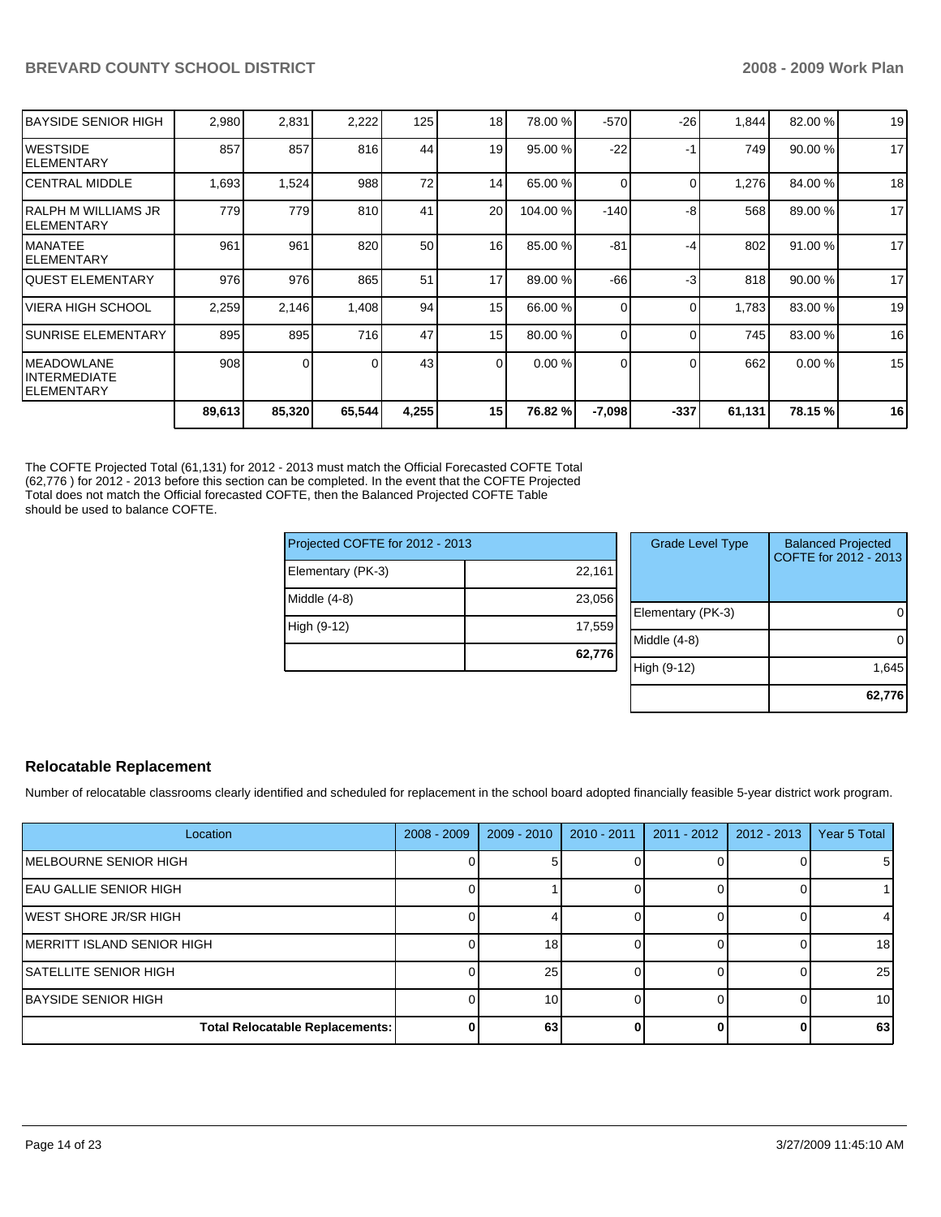| | | | | | | | | | | |
|---|---|---|---|---|---|---|---|---|---|---|
| BAYSIDE SENIOR HIGH | 2,980 | 2,831 | 2,222 | 125 | 18 | 78.00 % | -570 | -26 | 1,844 | 82.00 % | 19 |
| WESTSIDE ELEMENTARY | 857 | 857 | 816 | 44 | 19 | 95.00 % | -22 | -1 | 749 | 90.00 % | 17 |
| CENTRAL MIDDLE | 1,693 | 1,524 | 988 | 72 | 14 | 65.00 % | 0 | 0 | 1,276 | 84.00 % | 18 |
| RALPH M WILLIAMS JR ELEMENTARY | 779 | 779 | 810 | 41 | 20 | 104.00 % | -140 | -8 | 568 | 89.00 % | 17 |
| MANATEE ELEMENTARY | 961 | 961 | 820 | 50 | 16 | 85.00 % | -81 | -4 | 802 | 91.00 % | 17 |
| QUEST ELEMENTARY | 976 | 976 | 865 | 51 | 17 | 89.00 % | -66 | -3 | 818 | 90.00 % | 17 |
| VIERA HIGH SCHOOL | 2,259 | 2,146 | 1,408 | 94 | 15 | 66.00 % | 0 | 0 | 1,783 | 83.00 % | 19 |
| SUNRISE ELEMENTARY | 895 | 895 | 716 | 47 | 15 | 80.00 % | 0 | 0 | 745 | 83.00 % | 16 |
| MEADOWLANE INTERMEDIATE ELEMENTARY | 908 | 0 | 0 | 43 | 0 | 0.00 % | 0 | 0 | 662 | 0.00 % | 15 |
| | **89,613** | **85,320** | **65,544** | **4,255** | **15** | **76.82 %** | **-7,098** | **-337** | **61,131** | **78.15 %** | **16** |

The COFTE Projected Total (61,131) for 2012 - 2013 must match the Official Forecasted COFTE Total (62,776 ) for 2012 - 2013 before this section can be completed. In the event that the COFTE Projected Total does not match the Official forecasted COFTE, then the Balanced Projected COFTE Table should be used to balance COFTE.

| Projected COFTE for 2012 - 2013 | |
|---|---|
| Elementary (PK-3) | 22,161 |
| Middle (4-8) | 23,056 |
| High (9-12) | 17,559 |
| | **62,776** |

| Grade Level Type | Balanced Projected COFTE for 2012 - 2013 |
|---|---|
| Elementary (PK-3) | 0 |
| Middle (4-8) | 0 |
| High (9-12) | 1,645 |
| | **62,776** |

## Relocatable Replacement

Number of relocatable classrooms clearly identified and scheduled for replacement in the school board adopted financially feasible 5-year district work program.

| Location | 2008 - 2009 | 2009 - 2010 | 2010 - 2011 | 2011 - 2012 | 2012 - 2013 | Year 5 Total |
|---|---|---|---|---|---|---|
| MELBOURNE SENIOR HIGH | 0 | 5 | 0 | 0 | 0 | 5 |
| EAU GALLIE SENIOR HIGH | 0 | 1 | 0 | 0 | 0 | 1 |
| WEST SHORE JR/SR HIGH | 0 | 4 | 0 | 0 | 0 | 4 |
| MERRITT ISLAND SENIOR HIGH | 0 | 18 | 0 | 0 | 0 | 18 |
| SATELLITE SENIOR HIGH | 0 | 25 | 0 | 0 | 0 | 25 |
| BAYSIDE SENIOR HIGH | 0 | 10 | 0 | 0 | 0 | 10 |
| **Total Relocatable Replacements:** | **0** | **63** | **0** | **0** | **0** | **63** |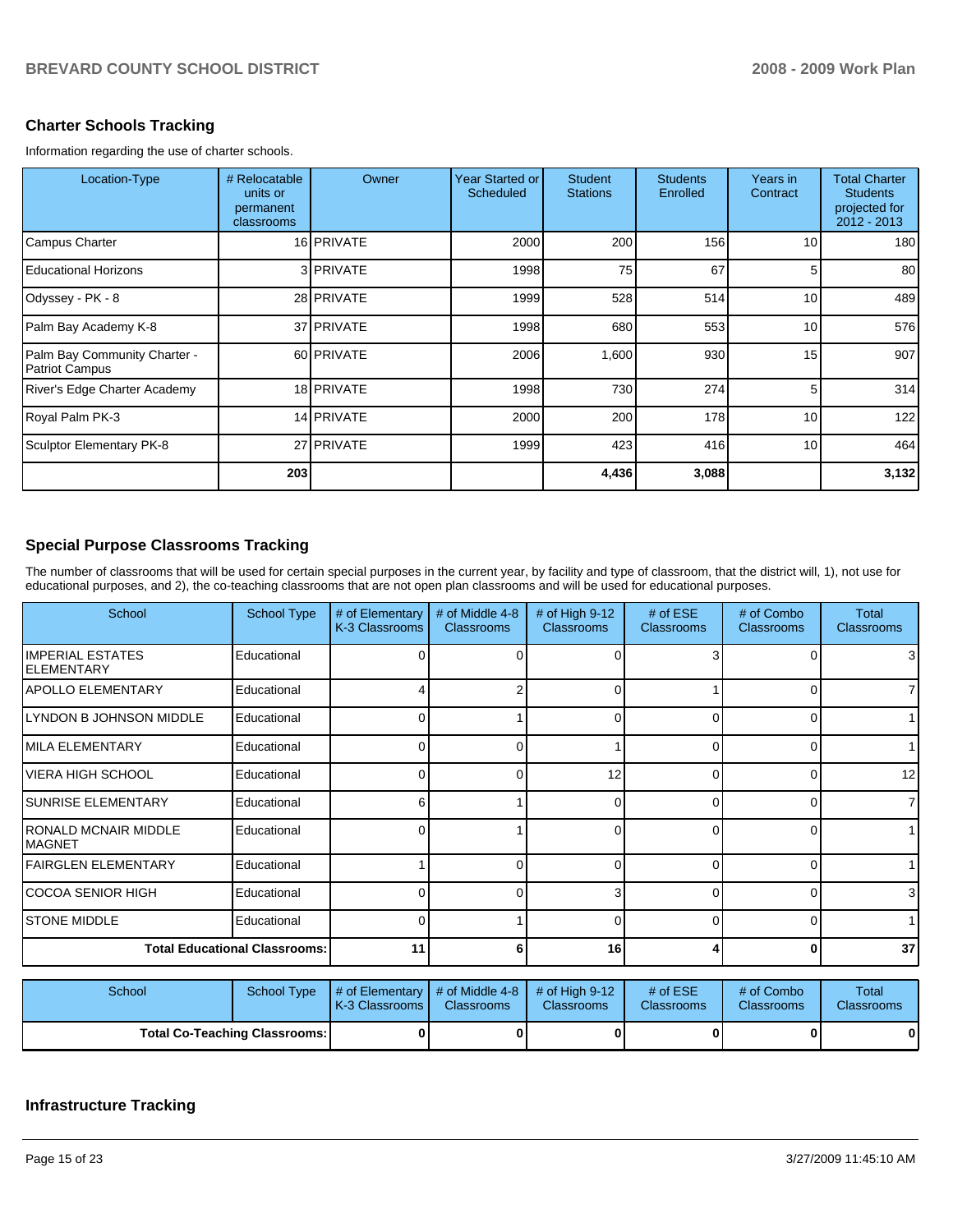## Charter Schools Tracking

Information regarding the use of charter schools.

| Location-Type | # Relocatable units or permanent classrooms | Owner | Year Started or Scheduled | Student Stations | Students Enrolled | Years in Contract | Total Charter Students projected for 2012 - 2013 |
|---|---|---|---|---|---|---|---|
| Campus Charter | 16 | PRIVATE | 2000 | 200 | 156 | 10 | 180 |
| Educational Horizons | 3 | PRIVATE | 1998 | 75 | 67 | 5 | 80 |
| Odyssey - PK - 8 | 28 | PRIVATE | 1999 | 528 | 514 | 10 | 489 |
| Palm Bay Academy K-8 | 37 | PRIVATE | 1998 | 680 | 553 | 10 | 576 |
| Palm Bay Community Charter - Patriot Campus | 60 | PRIVATE | 2006 | 1,600 | 930 | 15 | 907 |
| River's Edge Charter Academy | 18 | PRIVATE | 1998 | 730 | 274 | 5 | 314 |
| Royal Palm PK-3 | 14 | PRIVATE | 2000 | 200 | 178 | 10 | 122 |
| Sculptor Elementary PK-8 | 27 | PRIVATE | 1999 | 423 | 416 | 10 | 464 |
| | **203** | | | **4,436** | **3,088** | | **3,132** |

## Special Purpose Classrooms Tracking

The number of classrooms that will be used for certain special purposes in the current year, by facility and type of classroom, that the district will, 1), not use for educational purposes, and 2), the co-teaching classrooms that are not open plan classrooms and will be used for educational purposes.

| School | School Type | # of Elementary K-3 Classrooms | # of Middle 4-8 Classrooms | # of High 9-12 Classrooms | # of ESE Classrooms | # of Combo Classrooms | Total Classrooms |
|---|---|---|---|---|---|---|---|
| IMPERIAL ESTATES ELEMENTARY | Educational | 0 | 0 | 0 | 3 | 0 | 3 |
| APOLLO ELEMENTARY | Educational | 4 | 2 | 0 | 1 | 0 | 7 |
| LYNDON B JOHNSON MIDDLE | Educational | 0 | 1 | 0 | 0 | 0 | 1 |
| MILA ELEMENTARY | Educational | 0 | 0 | 1 | 0 | 0 | 1 |
| VIERA HIGH SCHOOL | Educational | 0 | 0 | 12 | 0 | 0 | 12 |
| SUNRISE ELEMENTARY | Educational | 6 | 1 | 0 | 0 | 0 | 7 |
| RONALD MCNAIR MIDDLE MAGNET | Educational | 0 | 1 | 0 | 0 | 0 | 1 |
| FAIRGLEN ELEMENTARY | Educational | 1 | 0 | 0 | 0 | 0 | 1 |
| COCOA SENIOR HIGH | Educational | 0 | 0 | 3 | 0 | 0 | 3 |
| STONE MIDDLE | Educational | 0 | 1 | 0 | 0 | 0 | 1 |
| **Total Educational Classrooms:** | | **11** | **6** | **16** | **4** | **0** | **37** |

| School | School Type | # of Elementary K-3 Classrooms | # of Middle 4-8 Classrooms | # of High 9-12 Classrooms | # of ESE Classrooms | # of Combo Classrooms | Total Classrooms |
|---|---|---|---|---|---|---|---|
| **Total Co-Teaching Classrooms:** | | **0** | **0** | **0** | **0** | **0** | **0** |

## Infrastructure Tracking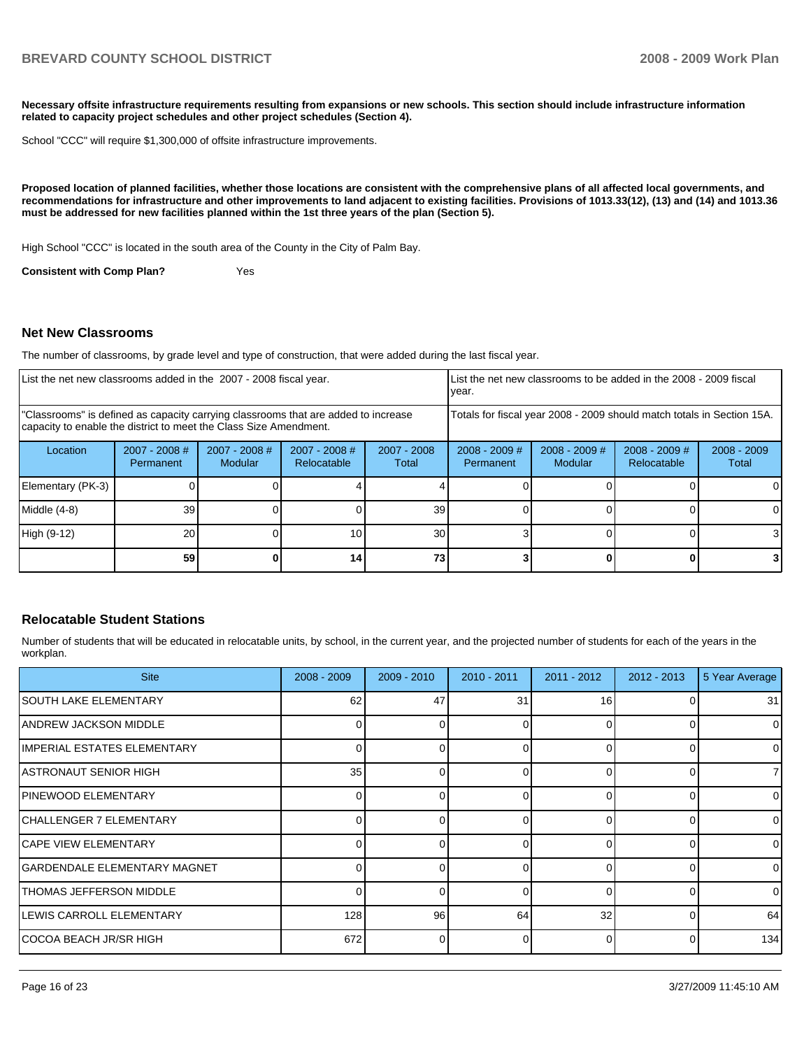**Necessary offsite infrastructure requirements resulting from expansions or new schools. This section should include infrastructure information related to capacity project schedules and other project schedules (Section 4).**

School "CCC" will require $1,300,000 of offsite infrastructure improvements.

**Proposed location of planned facilities, whether those locations are consistent with the comprehensive plans of all affected local governments, and recommendations for infrastructure and other improvements to land adjacent to existing facilities. Provisions of 1013.33(12), (13) and (14) and 1013.36 must be addressed for new facilities planned within the 1st three years of the plan (Section 5).**

High School "CCC" is located in the south area of the County in the City of Palm Bay.

**Consistent with Comp Plan?** Yes

## Net New Classrooms

The number of classrooms, by grade level and type of construction, that were added during the last fiscal year.

| List the net new classrooms added in the 2007 - 2008 fiscal year. | | | | | List the net new classrooms to be added in the 2008 - 2009 fiscal year. | | | |
|---|---|---|---|---|---|---|---|---|
| "Classrooms" is defined as capacity carrying classrooms that are added to increase capacity to enable the district to meet the Class Size Amendment. | | | | | Totals for fiscal year 2008 - 2009 should match totals in Section 15A. | | | |
| Location | 2007 - 2008 # Permanent | 2007 - 2008 # Modular | 2007 - 2008 # Relocatable | 2007 - 2008 Total | 2008 - 2009 # Permanent | 2008 - 2009 # Modular | 2008 - 2009 # Relocatable | 2008 - 2009 Total |
| Elementary (PK-3) | 0 | 0 | 4 | 4 | 0 | 0 | 0 | 0 |
| Middle (4-8) | 39 | 0 | 0 | 39 | 0 | 0 | 0 | 0 |
| High (9-12) | 20 | 0 | 10 | 30 | 3 | 0 | 0 | 3 |
| | **59** | **0** | **14** | **73** | **3** | **0** | **0** | **3** |

## Relocatable Student Stations

Number of students that will be educated in relocatable units, by school, in the current year, and the projected number of students for each of the years in the workplan.

| Site | 2008 - 2009 | 2009 - 2010 | 2010 - 2011 | 2011 - 2012 | 2012 - 2013 | 5 Year Average |
|---|---|---|---|---|---|---|
| SOUTH LAKE ELEMENTARY | 62 | 47 | 31 | 16 | 0 | 31 |
| ANDREW JACKSON MIDDLE | 0 | 0 | 0 | 0 | 0 | 0 |
| IMPERIAL ESTATES ELEMENTARY | 0 | 0 | 0 | 0 | 0 | 0 |
| ASTRONAUT SENIOR HIGH | 35 | 0 | 0 | 0 | 0 | 7 |
| PINEWOOD ELEMENTARY | 0 | 0 | 0 | 0 | 0 | 0 |
| CHALLENGER 7 ELEMENTARY | 0 | 0 | 0 | 0 | 0 | 0 |
| CAPE VIEW ELEMENTARY | 0 | 0 | 0 | 0 | 0 | 0 |
| GARDENDALE ELEMENTARY MAGNET | 0 | 0 | 0 | 0 | 0 | 0 |
| THOMAS JEFFERSON MIDDLE | 0 | 0 | 0 | 0 | 0 | 0 |
| LEWIS CARROLL ELEMENTARY | 128 | 96 | 64 | 32 | 0 | 64 |
| COCOA BEACH JR/SR HIGH | 672 | 0 | 0 | 0 | 0 | 134 |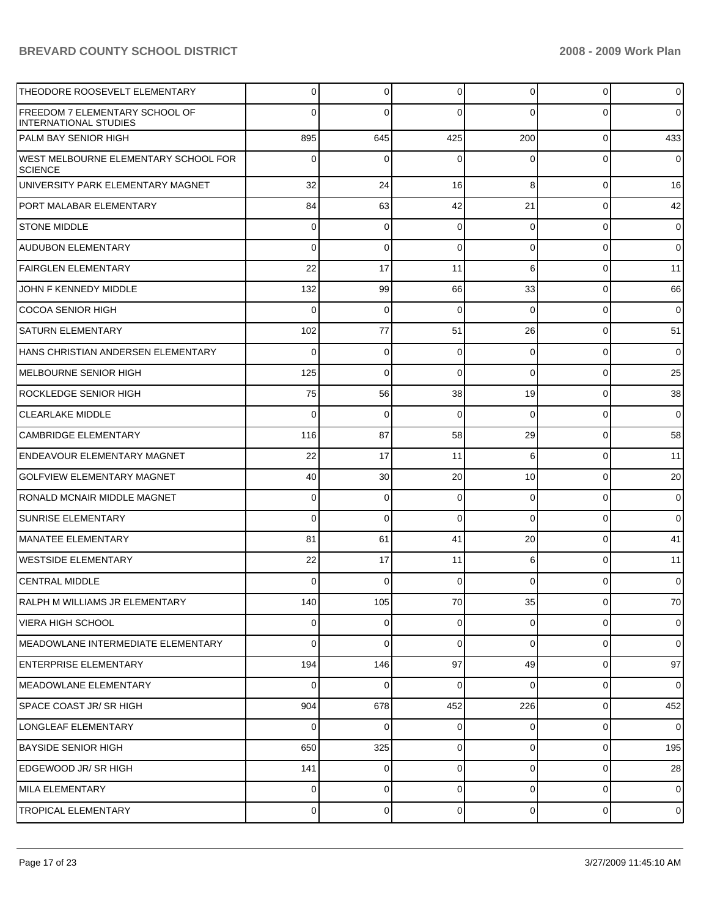| | | | | | | |
|---|---|---|---|---|---|---|
| THEODORE ROOSEVELT ELEMENTARY | 0 | 0 | 0 | 0 | 0 | 0 |
| FREEDOM 7 ELEMENTARY SCHOOL OF INTERNATIONAL STUDIES | 0 | 0 | 0 | 0 | 0 | 0 |
| PALM BAY SENIOR HIGH | 895 | 645 | 425 | 200 | 0 | 433 |
| WEST MELBOURNE ELEMENTARY SCHOOL FOR SCIENCE | 0 | 0 | 0 | 0 | 0 | 0 |
| UNIVERSITY PARK ELEMENTARY MAGNET | 32 | 24 | 16 | 8 | 0 | 16 |
| PORT MALABAR ELEMENTARY | 84 | 63 | 42 | 21 | 0 | 42 |
| STONE MIDDLE | 0 | 0 | 0 | 0 | 0 | 0 |
| AUDUBON ELEMENTARY | 0 | 0 | 0 | 0 | 0 | 0 |
| FAIRGLEN ELEMENTARY | 22 | 17 | 11 | 6 | 0 | 11 |
| JOHN F KENNEDY MIDDLE | 132 | 99 | 66 | 33 | 0 | 66 |
| COCOA SENIOR HIGH | 0 | 0 | 0 | 0 | 0 | 0 |
| SATURN ELEMENTARY | 102 | 77 | 51 | 26 | 0 | 51 |
| HANS CHRISTIAN ANDERSEN ELEMENTARY | 0 | 0 | 0 | 0 | 0 | 0 |
| MELBOURNE SENIOR HIGH | 125 | 0 | 0 | 0 | 0 | 25 |
| ROCKLEDGE SENIOR HIGH | 75 | 56 | 38 | 19 | 0 | 38 |
| CLEARLAKE MIDDLE | 0 | 0 | 0 | 0 | 0 | 0 |
| CAMBRIDGE ELEMENTARY | 116 | 87 | 58 | 29 | 0 | 58 |
| ENDEAVOUR ELEMENTARY MAGNET | 22 | 17 | 11 | 6 | 0 | 11 |
| GOLFVIEW ELEMENTARY MAGNET | 40 | 30 | 20 | 10 | 0 | 20 |
| RONALD MCNAIR MIDDLE MAGNET | 0 | 0 | 0 | 0 | 0 | 0 |
| SUNRISE ELEMENTARY | 0 | 0 | 0 | 0 | 0 | 0 |
| MANATEE ELEMENTARY | 81 | 61 | 41 | 20 | 0 | 41 |
| WESTSIDE ELEMENTARY | 22 | 17 | 11 | 6 | 0 | 11 |
| CENTRAL MIDDLE | 0 | 0 | 0 | 0 | 0 | 0 |
| RALPH M WILLIAMS JR ELEMENTARY | 140 | 105 | 70 | 35 | 0 | 70 |
| VIERA HIGH SCHOOL | 0 | 0 | 0 | 0 | 0 | 0 |
| MEADOWLANE INTERMEDIATE ELEMENTARY | 0 | 0 | 0 | 0 | 0 | 0 |
| ENTERPRISE ELEMENTARY | 194 | 146 | 97 | 49 | 0 | 97 |
| MEADOWLANE ELEMENTARY | 0 | 0 | 0 | 0 | 0 | 0 |
| SPACE COAST JR/ SR HIGH | 904 | 678 | 452 | 226 | 0 | 452 |
| LONGLEAF ELEMENTARY | 0 | 0 | 0 | 0 | 0 | 0 |
| BAYSIDE SENIOR HIGH | 650 | 325 | 0 | 0 | 0 | 195 |
| EDGEWOOD JR/ SR HIGH | 141 | 0 | 0 | 0 | 0 | 28 |
| MILA ELEMENTARY | 0 | 0 | 0 | 0 | 0 | 0 |
| TROPICAL ELEMENTARY | 0 | 0 | 0 | 0 | 0 | 0 |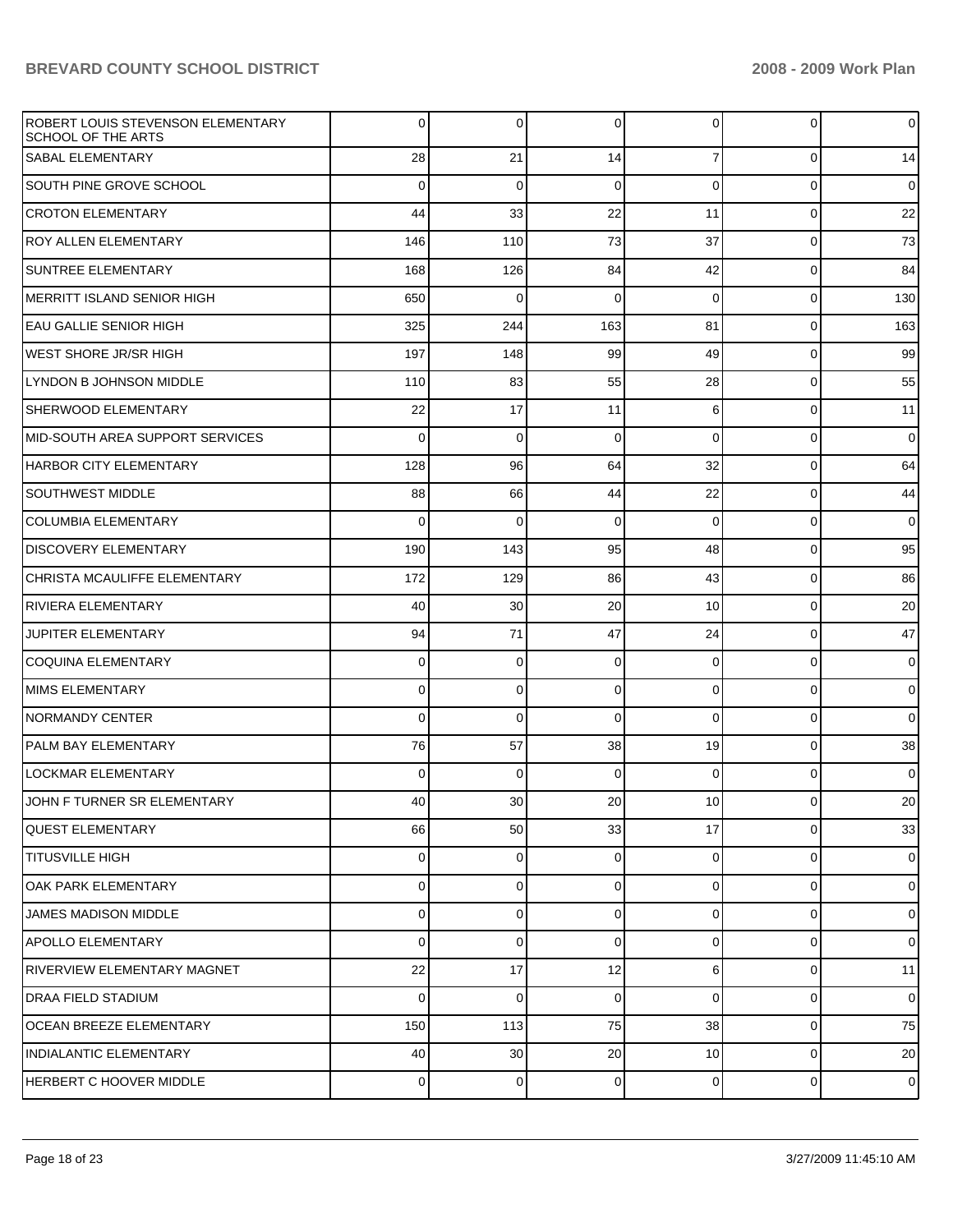| | | | | | | |
|---|---|---|---|---|---|---|
| ROBERT LOUIS STEVENSON ELEMENTARY SCHOOL OF THE ARTS | 0 | 0 | 0 | 0 | 0 | 0 |
| SABAL ELEMENTARY | 28 | 21 | 14 | 7 | 0 | 14 |
| SOUTH PINE GROVE SCHOOL | 0 | 0 | 0 | 0 | 0 | 0 |
| CROTON ELEMENTARY | 44 | 33 | 22 | 11 | 0 | 22 |
| ROY ALLEN ELEMENTARY | 146 | 110 | 73 | 37 | 0 | 73 |
| SUNTREE ELEMENTARY | 168 | 126 | 84 | 42 | 0 | 84 |
| MERRITT ISLAND SENIOR HIGH | 650 | 0 | 0 | 0 | 0 | 130 |
| EAU GALLIE SENIOR HIGH | 325 | 244 | 163 | 81 | 0 | 163 |
| WEST SHORE JR/SR HIGH | 197 | 148 | 99 | 49 | 0 | 99 |
| LYNDON B JOHNSON MIDDLE | 110 | 83 | 55 | 28 | 0 | 55 |
| SHERWOOD ELEMENTARY | 22 | 17 | 11 | 6 | 0 | 11 |
| MID-SOUTH AREA SUPPORT SERVICES | 0 | 0 | 0 | 0 | 0 | 0 |
| HARBOR CITY ELEMENTARY | 128 | 96 | 64 | 32 | 0 | 64 |
| SOUTHWEST MIDDLE | 88 | 66 | 44 | 22 | 0 | 44 |
| COLUMBIA ELEMENTARY | 0 | 0 | 0 | 0 | 0 | 0 |
| DISCOVERY ELEMENTARY | 190 | 143 | 95 | 48 | 0 | 95 |
| CHRISTA MCAULIFFE ELEMENTARY | 172 | 129 | 86 | 43 | 0 | 86 |
| RIVIERA ELEMENTARY | 40 | 30 | 20 | 10 | 0 | 20 |
| JUPITER ELEMENTARY | 94 | 71 | 47 | 24 | 0 | 47 |
| COQUINA ELEMENTARY | 0 | 0 | 0 | 0 | 0 | 0 |
| MIMS ELEMENTARY | 0 | 0 | 0 | 0 | 0 | 0 |
| NORMANDY CENTER | 0 | 0 | 0 | 0 | 0 | 0 |
| PALM BAY ELEMENTARY | 76 | 57 | 38 | 19 | 0 | 38 |
| LOCKMAR ELEMENTARY | 0 | 0 | 0 | 0 | 0 | 0 |
| JOHN F TURNER SR ELEMENTARY | 40 | 30 | 20 | 10 | 0 | 20 |
| QUEST ELEMENTARY | 66 | 50 | 33 | 17 | 0 | 33 |
| TITUSVILLE HIGH | 0 | 0 | 0 | 0 | 0 | 0 |
| OAK PARK ELEMENTARY | 0 | 0 | 0 | 0 | 0 | 0 |
| JAMES MADISON MIDDLE | 0 | 0 | 0 | 0 | 0 | 0 |
| APOLLO ELEMENTARY | 0 | 0 | 0 | 0 | 0 | 0 |
| RIVERVIEW ELEMENTARY MAGNET | 22 | 17 | 12 | 6 | 0 | 11 |
| DRAA FIELD STADIUM | 0 | 0 | 0 | 0 | 0 | 0 |
| OCEAN BREEZE ELEMENTARY | 150 | 113 | 75 | 38 | 0 | 75 |
| INDIALANTIC ELEMENTARY | 40 | 30 | 20 | 10 | 0 | 20 |
| HERBERT C HOOVER MIDDLE | 0 | 0 | 0 | 0 | 0 | 0 |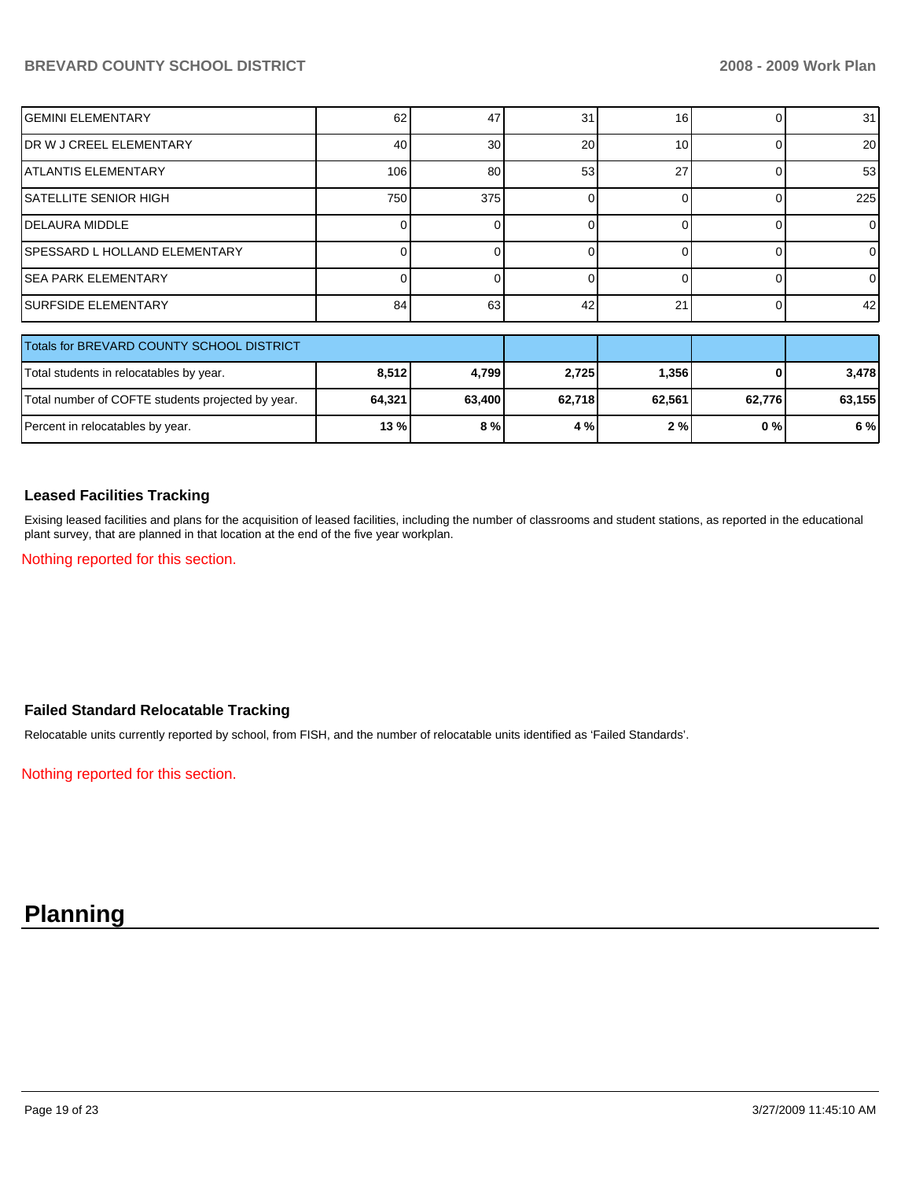| | | | | | | |
|---|---|---|---|---|---|---|
| GEMINI ELEMENTARY | 62 | 47 | 31 | 16 | 0 | 31 |
| DR W J CREEL ELEMENTARY | 40 | 30 | 20 | 10 | 0 | 20 |
| ATLANTIS ELEMENTARY | 106 | 80 | 53 | 27 | 0 | 53 |
| SATELLITE SENIOR HIGH | 750 | 375 | 0 | 0 | 0 | 225 |
| DELAURA MIDDLE | 0 | 0 | 0 | 0 | 0 | 0 |
| SPESSARD L HOLLAND ELEMENTARY | 0 | 0 | 0 | 0 | 0 | 0 |
| SEA PARK ELEMENTARY | 0 | 0 | 0 | 0 | 0 | 0 |
| SURFSIDE ELEMENTARY | 84 | 63 | 42 | 21 | 0 | 42 |

| Totals for BREVARD COUNTY SCHOOL DISTRICT | | | | | | |
|---|---|---|---|---|---|---|
| Total students in relocatables by year. | **8,512** | **4,799** | **2,725** | **1,356** | **0** | **3,478** |
| Total number of COFTE students projected by year. | **64,321** | **63,400** | **62,718** | **62,561** | **62,776** | **63,155** |
| Percent in relocatables by year. | **13 %** | **8 %** | **4 %** | **2 %** | **0 %** | **6 %** |

### Leased Facilities Tracking

Exising leased facilities and plans for the acquisition of leased facilities, including the number of classrooms and student stations, as reported in the educational plant survey, that are planned in that location at the end of the five year workplan.

Nothing reported for this section.

### Failed Standard Relocatable Tracking

Relocatable units currently reported by school, from FISH, and the number of relocatable units identified as 'Failed Standards'.

Nothing reported for this section.

# Planning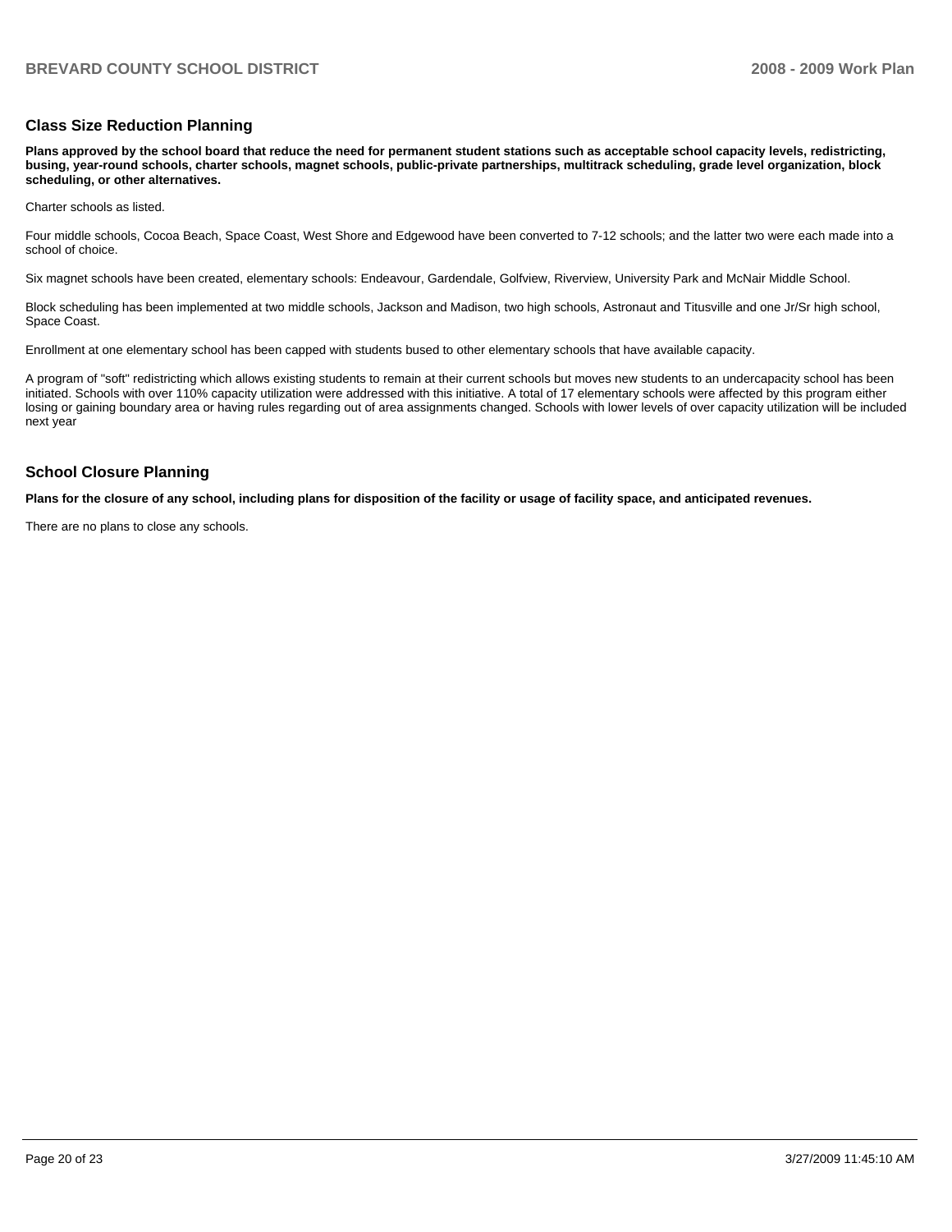## Class Size Reduction Planning

**Plans approved by the school board that reduce the need for permanent student stations such as acceptable school capacity levels, redistricting, busing, year-round schools, charter schools, magnet schools, public-private partnerships, multitrack scheduling, grade level organization, block scheduling, or other alternatives.**

Charter schools as listed.

Four middle schools, Cocoa Beach, Space Coast, West Shore and Edgewood have been converted to 7-12 schools; and the latter two were each made into a school of choice.

Six magnet schools have been created, elementary schools: Endeavour, Gardendale, Golfview, Riverview, University Park and McNair Middle School.

Block scheduling has been implemented at two middle schools, Jackson and Madison, two high schools, Astronaut and Titusville and one Jr/Sr high school, Space Coast.

Enrollment at one elementary school has been capped with students bused to other elementary schools that have available capacity.

A program of "soft" redistricting which allows existing students to remain at their current schools but moves new students to an undercapacity school has been initiated. Schools with over 110% capacity utilization were addressed with this initiative. A total of 17 elementary schools were affected by this program either losing or gaining boundary area or having rules regarding out of area assignments changed. Schools with lower levels of over capacity utilization will be included next year

## School Closure Planning

**Plans for the closure of any school, including plans for disposition of the facility or usage of facility space, and anticipated revenues.**

There are no plans to close any schools.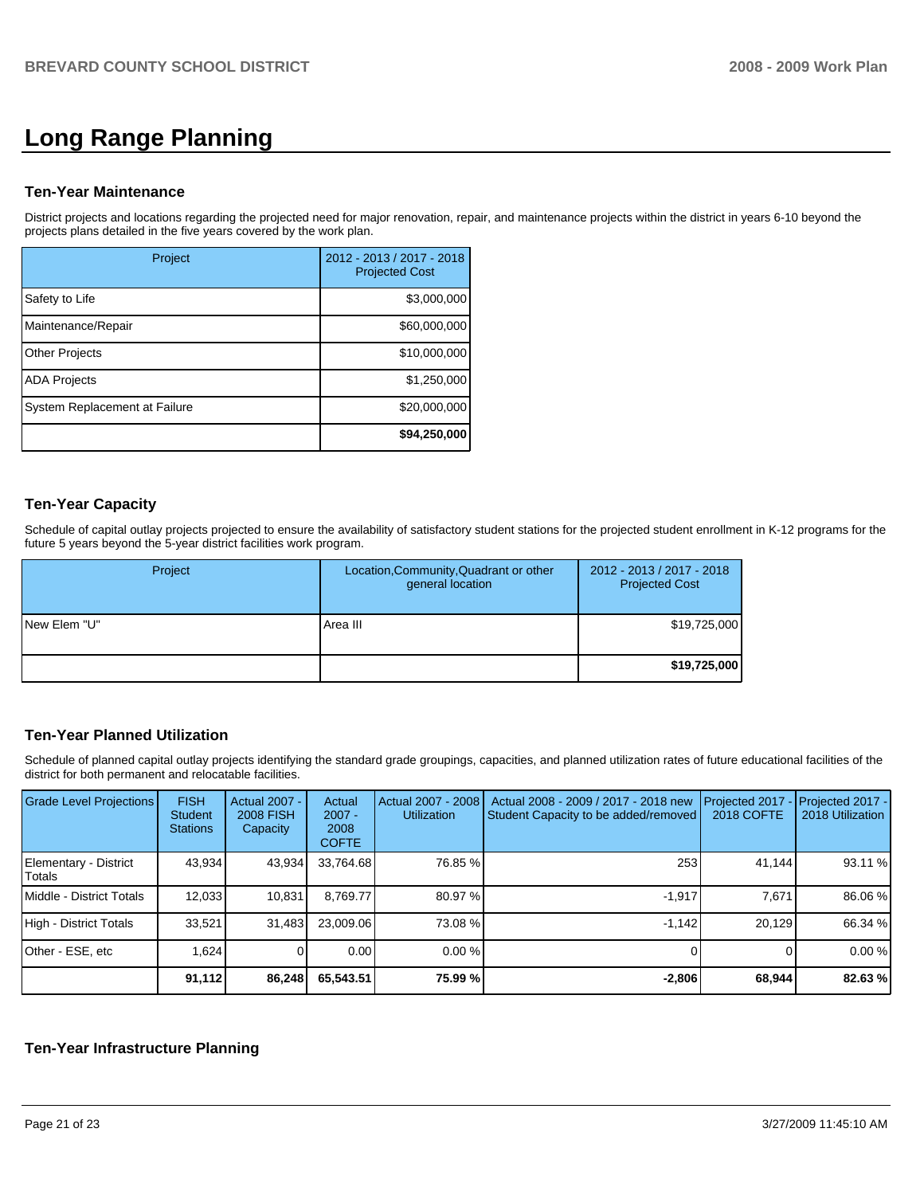# Long Range Planning

### Ten-Year Maintenance

District projects and locations regarding the projected need for major renovation, repair, and maintenance projects within the district in years 6-10 beyond the projects plans detailed in the five years covered by the work plan.

| Project | 2012 - 2013 / 2017 - 2018 Projected Cost |
|---|---|
| Safety to Life | $3,000,000 |
| Maintenance/Repair | $60,000,000 |
| Other Projects | $10,000,000 |
| ADA Projects | $1,250,000 |
| System Replacement at Failure | $20,000,000 |
| | **$94,250,000** |

### Ten-Year Capacity

Schedule of capital outlay projects projected to ensure the availability of satisfactory student stations for the projected student enrollment in K-12 programs for the future 5 years beyond the 5-year district facilities work program.

| Project | Location,Community,Quadrant or other general location | 2012 - 2013 / 2017 - 2018 Projected Cost |
|---|---|---|
| New Elem "U" | Area III | $19,725,000 |
| | | **$19,725,000** |

### Ten-Year Planned Utilization

Schedule of planned capital outlay projects identifying the standard grade groupings, capacities, and planned utilization rates of future educational facilities of the district for both permanent and relocatable facilities.

| Grade Level Projections | FISH Student Stations | Actual 2007 - 2008 FISH Capacity | Actual 2007 - 2008 COFTE | Actual 2007 - 2008 Utilization | Actual 2008 - 2009 / 2017 - 2018 new Student Capacity to be added/removed | Projected 2017 - 2018 COFTE | Projected 2017 - 2018 Utilization |
|---|---|---|---|---|---|---|---|
| Elementary - District Totals | 43,934 | 43,934 | 33,764.68 | 76.85 % | 253 | 41,144 | 93.11 % |
| Middle - District Totals | 12,033 | 10,831 | 8,769.77 | 80.97 % | -1,917 | 7,671 | 86.06 % |
| High - District Totals | 33,521 | 31,483 | 23,009.06 | 73.08 % | -1,142 | 20,129 | 66.34 % |
| Other - ESE, etc | 1,624 | 0 | 0.00 | 0.00 % | 0 | 0 | 0.00 % |
| | **91,112** | **86,248** | **65,543.51** | **75.99 %** | **-2,806** | **68,944** | **82.63 %** |

### Ten-Year Infrastructure Planning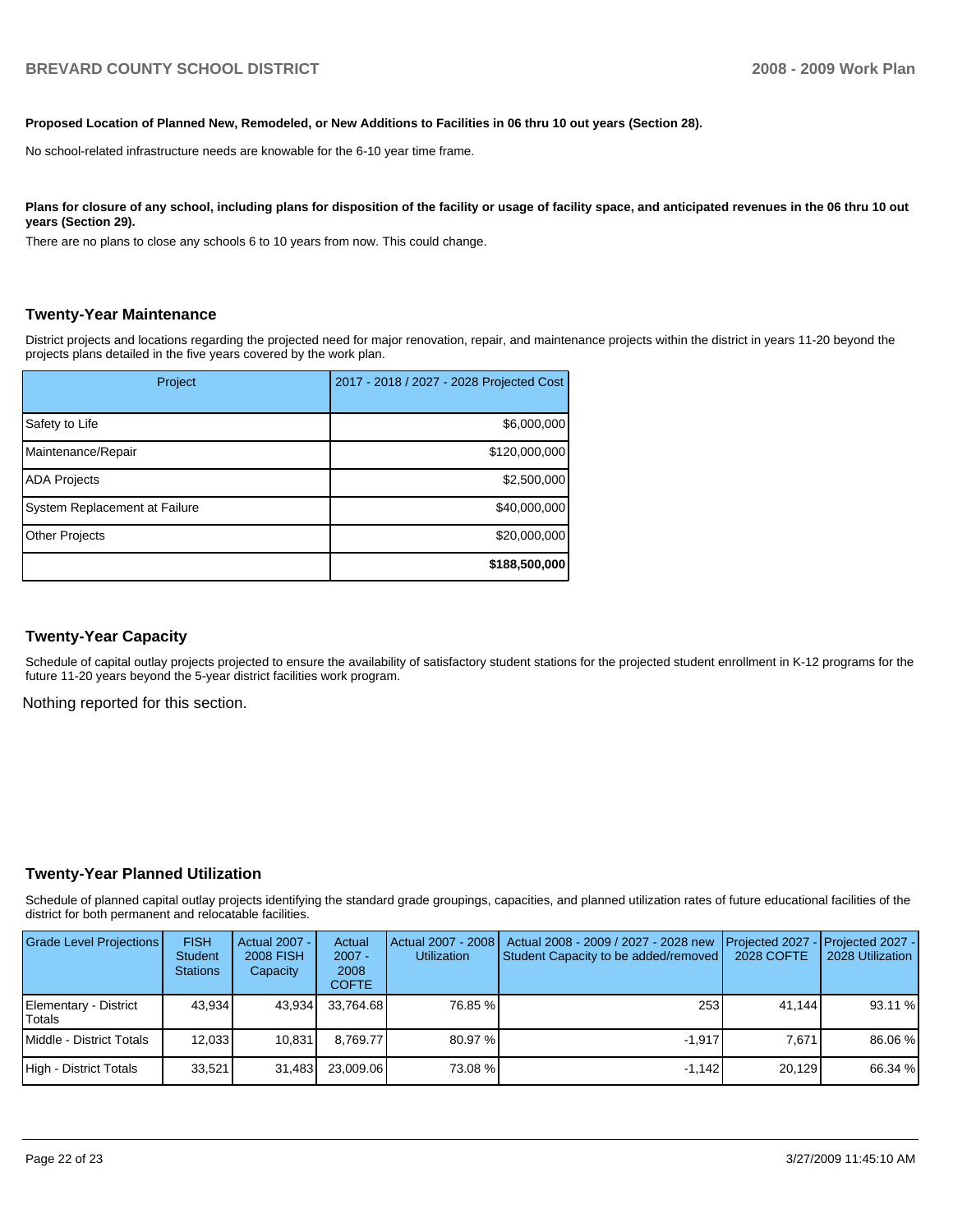**Proposed Location of Planned New, Remodeled, or New Additions to Facilities in 06 thru 10 out years (Section 28).**

No school-related infrastructure needs are knowable for the 6-10 year time frame.

**Plans for closure of any school, including plans for disposition of the facility or usage of facility space, and anticipated revenues in the 06 thru 10 out years (Section 29).**

There are no plans to close any schools 6 to 10 years from now. This could change.

## Twenty-Year Maintenance

District projects and locations regarding the projected need for major renovation, repair, and maintenance projects within the district in years 11-20 beyond the projects plans detailed in the five years covered by the work plan.

| Project | 2017 - 2018 / 2027 - 2028 Projected Cost |
|---|---|
| Safety to Life | $6,000,000 |
| Maintenance/Repair | $120,000,000 |
| ADA Projects | $2,500,000 |
| System Replacement at Failure | $40,000,000 |
| Other Projects | $20,000,000 |
| | **$188,500,000** |

## Twenty-Year Capacity

Schedule of capital outlay projects projected to ensure the availability of satisfactory student stations for the projected student enrollment in K-12 programs for the future 11-20 years beyond the 5-year district facilities work program.

Nothing reported for this section.

## Twenty-Year Planned Utilization

Schedule of planned capital outlay projects identifying the standard grade groupings, capacities, and planned utilization rates of future educational facilities of the district for both permanent and relocatable facilities.

| Grade Level Projections | FISH Student Stations | Actual 2007 - 2008 FISH Capacity | Actual 2007 - 2008 COFTE | Actual 2007 - 2008 Utilization | Actual 2008 - 2009 / 2027 - 2028 new Student Capacity to be added/removed | Projected 2027 - 2028 COFTE | Projected 2027 - 2028 Utilization |
|---|---|---|---|---|---|---|---|
| Elementary - District Totals | 43,934 | 43,934 | 33,764.68 | 76.85 % | 253 | 41,144 | 93.11 % |
| Middle - District Totals | 12,033 | 10,831 | 8,769.77 | 80.97 % | -1,917 | 7,671 | 86.06 % |
| High - District Totals | 33,521 | 31,483 | 23,009.06 | 73.08 % | -1,142 | 20,129 | 66.34 % |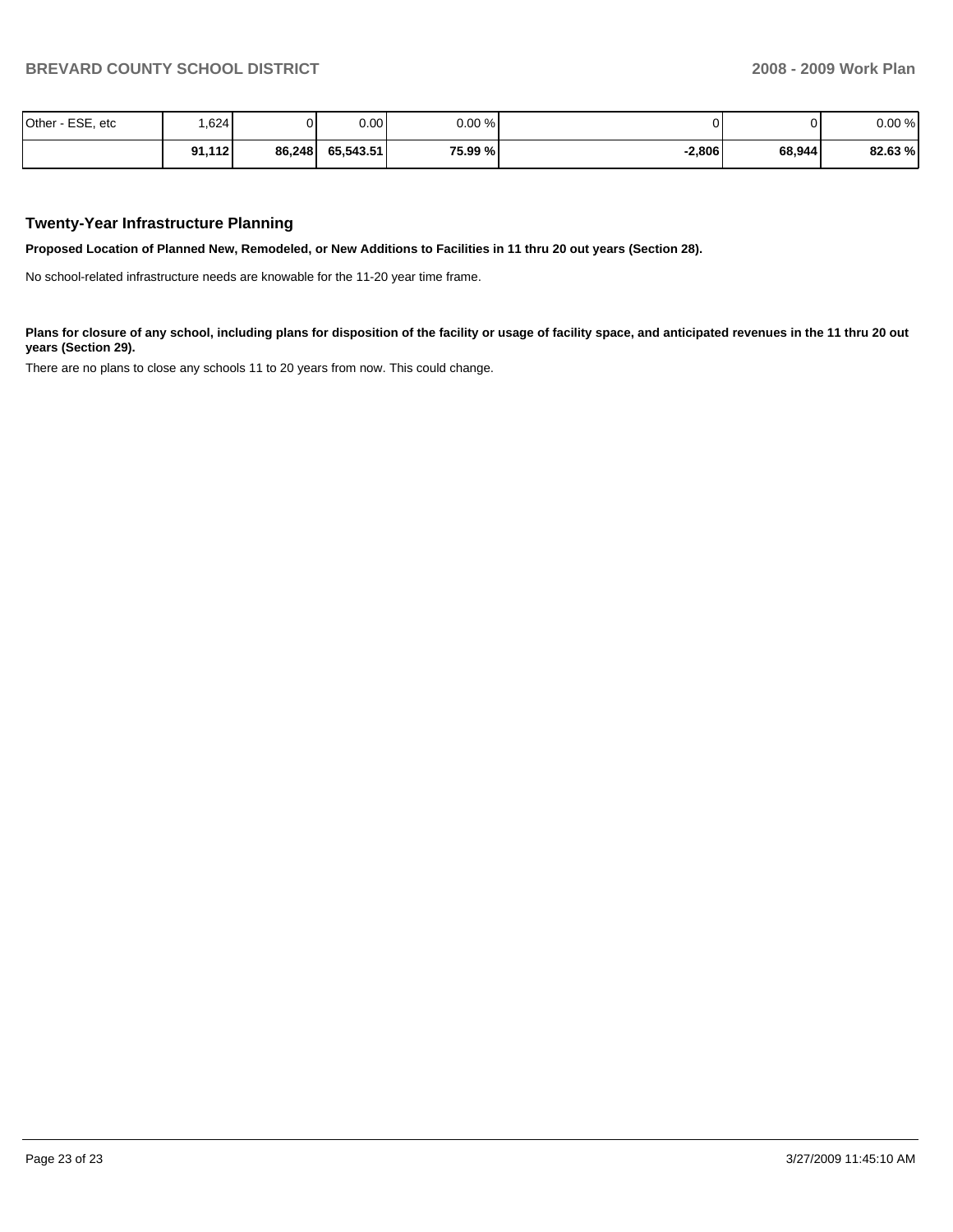| | | | | | | | |
|---|---|---|---|---|---|---|---|
| Other - ESE, etc | 1,624 | 0 | 0.00 | 0.00 % | 0 | 0 | 0.00 % |
| | **91,112** | **86,248** | **65,543.51** | **75.99 %** | **-2,806** | **68,944** | **82.63 %** |

## Twenty-Year Infrastructure Planning

**Proposed Location of Planned New, Remodeled, or New Additions to Facilities in 11 thru 20 out years (Section 28).**

No school-related infrastructure needs are knowable for the 11-20 year time frame.

**Plans for closure of any school, including plans for disposition of the facility or usage of facility space, and anticipated revenues in the 11 thru 20 out years (Section 29).**

There are no plans to close any schools 11 to 20 years from now. This could change.